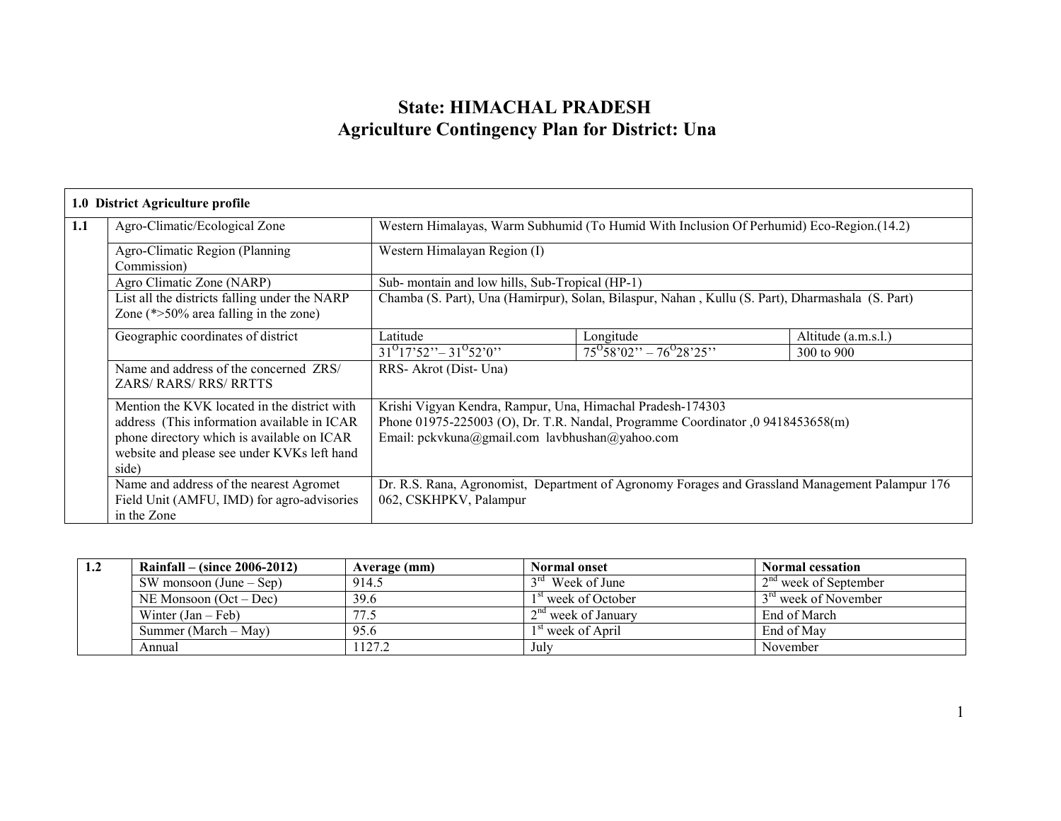# State: HIMACHAL PRADESH
# Agriculture Contingency Plan for District: Una

| 1.0 District Agriculture profile | | | | |
|---|---|---|---|---|
| 1.1 | Agro-Climatic/Ecological Zone | Western Himalayas, Warm Subhumid (To Humid With Inclusion Of Perhumid) Eco-Region.(14.2) | | |
| | Agro-Climatic Region (Planning Commission) | Western Himalayan Region (I) | | |
| | Agro Climatic Zone (NARP) | Sub- montain and low hills, Sub-Tropical (HP-1) | | |
| | List all the districts falling under the NARP Zone (*>50% area falling in the zone) | Chamba (S. Part), Una (Hamirpur), Solan, Bilaspur, Nahan , Kullu (S. Part), Dharmashala (S. Part) | | |
| | Geographic coordinates of district | Latitude | Longitude | Altitude (a.m.s.l.) |
| | | $31^{O}17'52''– 31^{O}52'0''$ | $75^{O}58'02'' – 76^{O}28'25''$ | 300 to 900 |
| | Name and address of the concerned ZRS/ ZARS/ RARS/ RRS/ RRTTS | RRS- Akrot (Dist- Una) | | |
| | Mention the KVK located in the district with address (This information available in ICAR phone directory which is available on ICAR website and please see under KVKs left hand side) | Krishi Vigyan Kendra, Rampur, Una, Himachal Pradesh-174303<br>Phone 01975-225003 (O), Dr. T.R. Nandal, Programme Coordinator ,0 9418453658(m)<br>Email: pckvkuna@gmail.com lavbhushan@yahoo.com | | |
| | Name and address of the nearest Agromet Field Unit (AMFU, IMD) for agro-advisories in the Zone | Dr. R.S. Rana, Agronomist, Department of Agronomy Forages and Grassland Management Palampur 176 062, CSKHPKV, Palampur | | |

| 1.2 | Rainfall – (since 2006-2012) | Average (mm) | Normal onset | Normal cessation |
|---|---|---|---|---|
| | SW monsoon (June – Sep) | 914.5 | 3rd Week of June | 2nd week of September |
| | NE Monsoon (Oct – Dec) | 39.6 | 1st week of October | 3rd week of November |
| | Winter (Jan – Feb) | 77.5 | 2nd week of January | End of March |
| | Summer (March – May) | 95.6 | 1st week of April | End of May |
| | Annual | 1127.2 | July | November |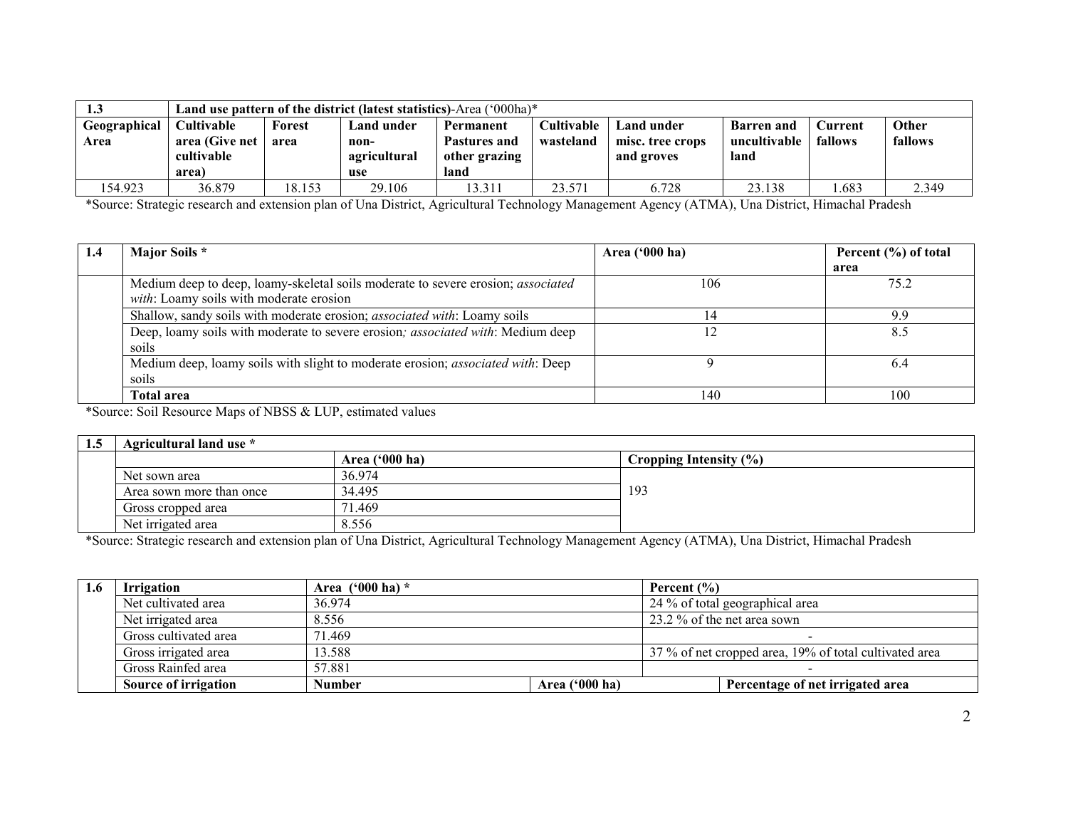| 1.3 | Land use pattern of the district (latest statistics)-Area ('000ha)* | | | | | | | | |
|---|---|---|---|---|---|---|---|---|---|
| **Geographical Area** | **Cultivable area (Give net cultivable area)** | **Forest area** | **Land under non-agricultural use** | **Permanent Pastures and other grazing land** | **Cultivable wasteland** | **Land under misc. tree crops and groves** | **Barren and uncultivable land** | **Current fallows** | **Other fallows** |
| 154.923 | 36.879 | 18.153 | 29.106 | 13.311 | 23.571 | 6.728 | 23.138 | 1.683 | 2.349 |

*Source: Strategic research and extension plan of Una District, Agricultural Technology Management Agency (ATMA), Una District, Himachal Pradesh

| 1.4 | Major Soils * | Area ('000 ha) | Percent (%) of total area |
|---|---|---|---|
| | Medium deep to deep, loamy-skeletal soils moderate to severe erosion; *associated with*: Loamy soils with moderate erosion | 106 | 75.2 |
| | Shallow, sandy soils with moderate erosion; *associated with*: Loamy soils | 14 | 9.9 |
| | Deep, loamy soils with moderate to severe erosion*; associated with*: Medium deep soils | 12 | 8.5 |
| | Medium deep, loamy soils with slight to moderate erosion; *associated with*: Deep soils | 9 | 6.4 |
| | **Total area** | 140 | 100 |

*Source: Soil Resource Maps of NBSS & LUP, estimated values

| 1.5 | Agricultural land use * | | |
|---|---|---|---|
| | | **Area ('000 ha)** | **Cropping Intensity (%)** |
| | Net sown area | 36.974 | 193 |
| | Area sown more than once | 34.495 | |
| | Gross cropped area | 71.469 | |
| | Net irrigated area | 8.556 | |

*Source: Strategic research and extension plan of Una District, Agricultural Technology Management Agency (ATMA), Una District, Himachal Pradesh

| 1.6 | Irrigation | Area ('000 ha) * | | Percent (%) |
|---|---|---|---|---|
| | Net cultivated area | 36.974 | | 24 % of total geographical area |
| | Net irrigated area | 8.556 | | 23.2 % of the net area sown |
| | Gross cultivated area | 71.469 | | - |
| | Gross irrigated area | 13.588 | | 37 % of net cropped area, 19% of total cultivated area |
| | Gross Rainfed area | 57.881 | | - |
| | **Source of irrigation** | **Number** | **Area ('000 ha)** | **Percentage of net irrigated area** |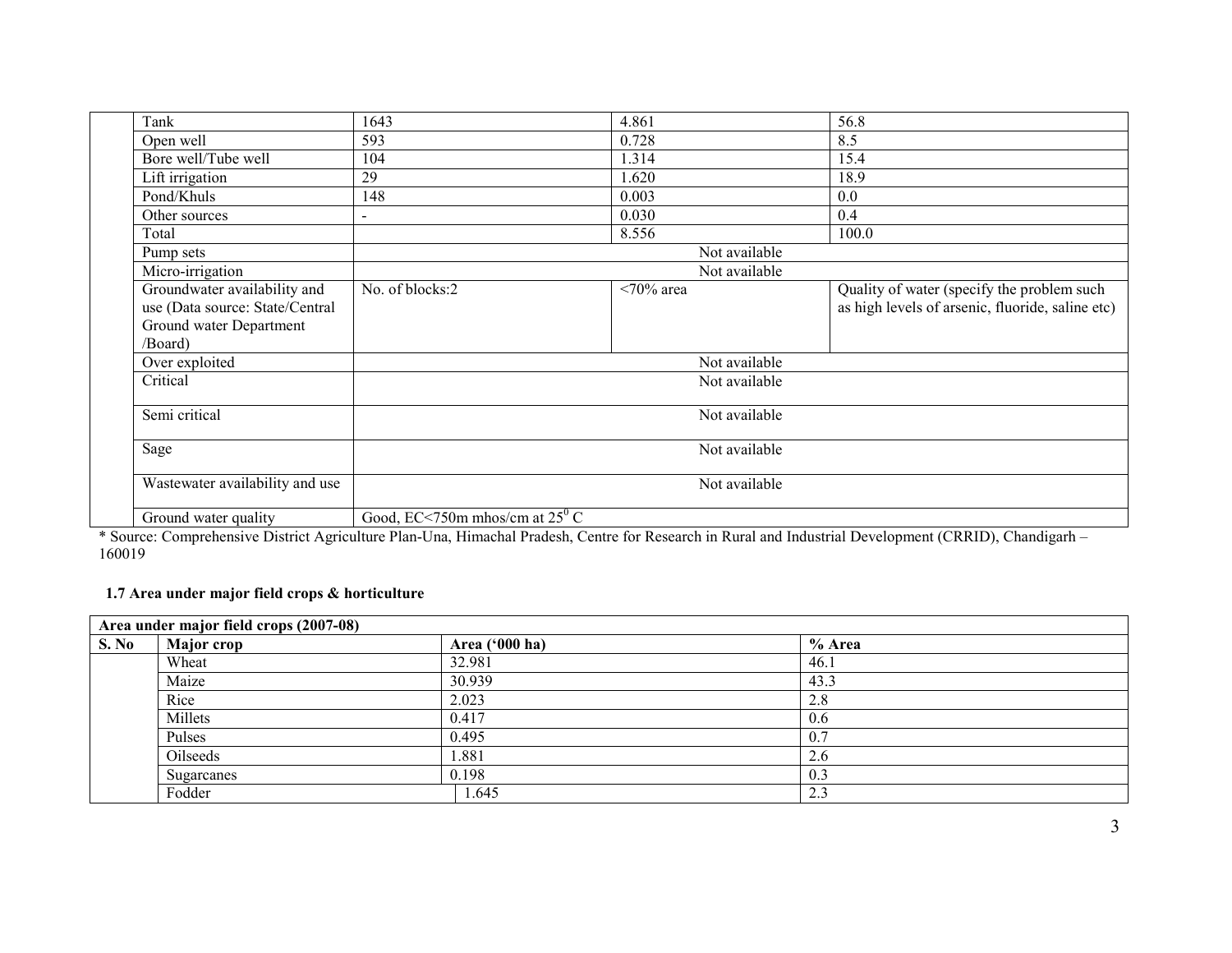| | | | | |
|---|---|---|---|---|
| | Tank | 1643 | 4.861 | 56.8 |
| | Open well | 593 | 0.728 | 8.5 |
| | Bore well/Tube well | 104 | 1.314 | 15.4 |
| | Lift irrigation | 29 | 1.620 | 18.9 |
| | Pond/Khuls | 148 | 0.003 | 0.0 |
| | Other sources | - | 0.030 | 0.4 |
| | Total | | 8.556 | 100.0 |
| | Pump sets | Not available | | |
| | Micro-irrigation | Not available | | |
| | Groundwater availability and use (Data source: State/Central Ground water Department /Board) | No. of blocks:2 | <70% area | Quality of water (specify the problem such as high levels of arsenic, fluoride, saline etc) |
| | Over exploited | Not available | | |
| | Critical | Not available | | |
| | Semi critical | Not available | | |
| | Sage | Not available | | |
| | Wastewater availability and use | Not available | | |
| | Ground water quality | Good, EC<750m mhos/cm at $25^0$ C | | |

* Source: Comprehensive District Agriculture Plan-Una, Himachal Pradesh, Centre for Research in Rural and Industrial Development (CRRID), Chandigarh – 160019

### 1.7 Area under major field crops & horticulture

| Area under major field crops (2007-08) | | | |
|---|---|---|---|
| **S. No** | **Major crop** | **Area ('000 ha)** | **% Area** |
| | Wheat | 32.981 | 46.1 |
| | Maize | 30.939 | 43.3 |
| | Rice | 2.023 | 2.8 |
| | Millets | 0.417 | 0.6 |
| | Pulses | 0.495 | 0.7 |
| | Oilseeds | 1.881 | 2.6 |
| | Sugarcanes | 0.198 | 0.3 |
| | Fodder | 1.645 | 2.3 |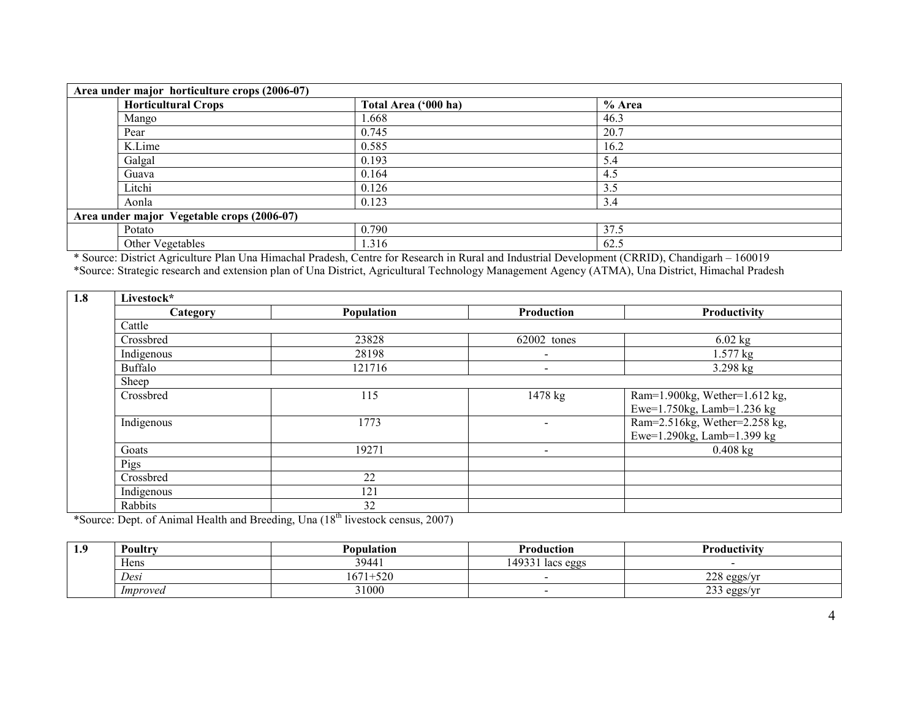| Area under major horticulture crops (2006-07) | | | |
|---|---|---|---|
| | **Horticultural Crops** | **Total Area ('000 ha)** | **% Area** |
| | Mango | 1.668 | 46.3 |
| | Pear | 0.745 | 20.7 |
| | K.Lime | 0.585 | 16.2 |
| | Galgal | 0.193 | 5.4 |
| | Guava | 0.164 | 4.5 |
| | Litchi | 0.126 | 3.5 |
| | Aonla | 0.123 | 3.4 |
| **Area under major Vegetable crops (2006-07)** | | | |
| | Potato | 0.790 | 37.5 |
| | Other Vegetables | 1.316 | 62.5 |

\* Source: District Agriculture Plan Una Himachal Pradesh, Centre for Research in Rural and Industrial Development (CRRID), Chandigarh – 160019

\*Source: Strategic research and extension plan of Una District, Agricultural Technology Management Agency (ATMA), Una District, Himachal Pradesh

| 1.8 | Livestock* | | | |
|---|---|---|---|---|
| | **Category** | **Population** | **Production** | **Productivity** |
| | Cattle | | | |
| | Crossbred | 23828 | 62002 tones | 6.02 kg |
| | Indigenous | 28198 | - | 1.577 kg |
| | Buffalo | 121716 | - | 3.298 kg |
| | Sheep | | | |
| | Crossbred | 115 | 1478 kg | Ram=1.900kg, Wether=1.612 kg, Ewe=1.750kg, Lamb=1.236 kg |
| | Indigenous | 1773 | - | Ram=2.516kg, Wether=2.258 kg, Ewe=1.290kg, Lamb=1.399 kg |
| | Goats | 19271 | - | 0.408 kg |
| | Pigs | | | |
| | Crossbred | 22 | | |
| | Indigenous | 121 | | |
| | Rabbits | 32 | | |

\*Source: Dept. of Animal Health and Breeding, Una (18th livestock census, 2007)

| 1.9 | Poultry | Population | Production | Productivity |
|---|---|---|---|---|
| | Hens | 39441 | 149331 lacs eggs | - |
| | *Desi* | 1671+520 | - | 228 eggs/yr |
| | *Improved* | 31000 | - | 233 eggs/yr |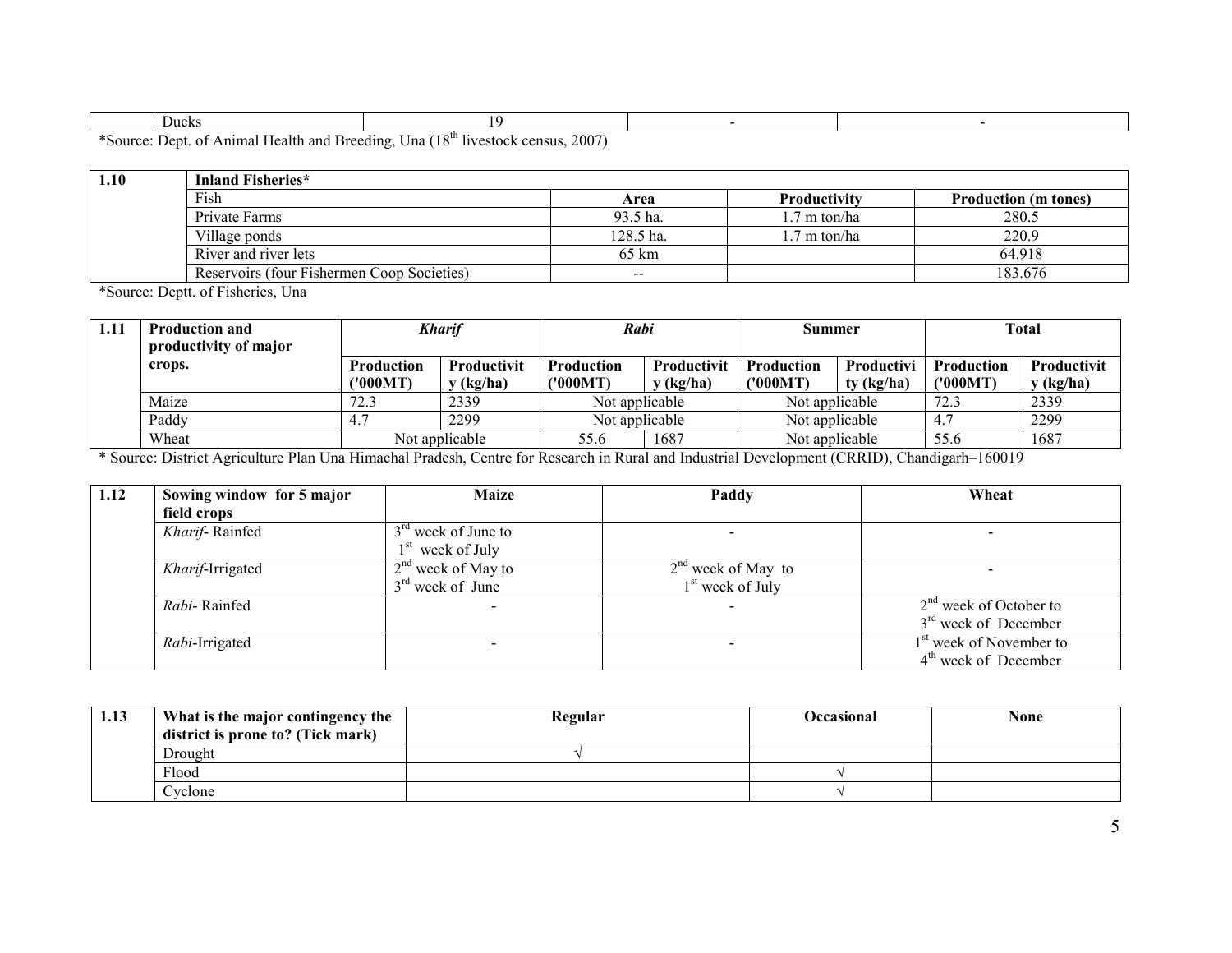| | Ducks | 19 | - | - |
|---|---|---|---|---|

*Source: Dept. of Animal Health and Breeding, Una (18th livestock census, 2007)

| 1.10 | Inland Fisheries* | | | |
|---|---|---|---|---|
| | Fish | Area | Productivity | Production (m tones) |
| | Private Farms | 93.5 ha. | 1.7 m ton/ha | 280.5 |
| | Village ponds | 128.5 ha. | 1.7 m ton/ha | 220.9 |
| | River and river lets | 65 km | | 64.918 |
| | Reservoirs (four Fishermen Coop Societies) | -- | | 183.676 |

*Source: Deptt. of Fisheries, Una

| 1.11 | Production and productivity of major crops. | *Kharif* | | *Rabi* | | Summer | | Total | |
|---|---|---|---|---|---|---|---|---|---|
| | | Production ('000MT) | Productivity (kg/ha) | Production ('000MT) | Productivity (kg/ha) | Production ('000MT) | Productivity (kg/ha) | Production ('000MT) | Productivity (kg/ha) |
| | Maize | 72.3 | 2339 | Not applicable | | Not applicable | | 72.3 | 2339 |
| | Paddy | 4.7 | 2299 | Not applicable | | Not applicable | | 4.7 | 2299 |
| | Wheat | Not applicable | | 55.6 | 1687 | Not applicable | | 55.6 | 1687 |

* Source: District Agriculture Plan Una Himachal Pradesh, Centre for Research in Rural and Industrial Development (CRRID), Chandigarh–160019

| 1.12 | Sowing window for 5 major field crops | Maize | Paddy | Wheat |
|---|---|---|---|---|
| | *Kharif*- Rainfed | 3rd week of June to 1st week of July | - | - |
| | *Kharif*-Irrigated | 2nd week of May to 3rd week of June | 2nd week of May to 1st week of July | - |
| | *Rabi*- Rainfed | - | - | 2nd week of October to 3rd week of December |
| | *Rabi*-Irrigated | - | - | 1st week of November to 4th week of December |

| 1.13 | What is the major contingency the district is prone to? (Tick mark) | Regular | Occasional | None |
|---|---|---|---|---|
| | Drought | √ | | |
| | Flood | | √ | |
| | Cyclone | | √ | |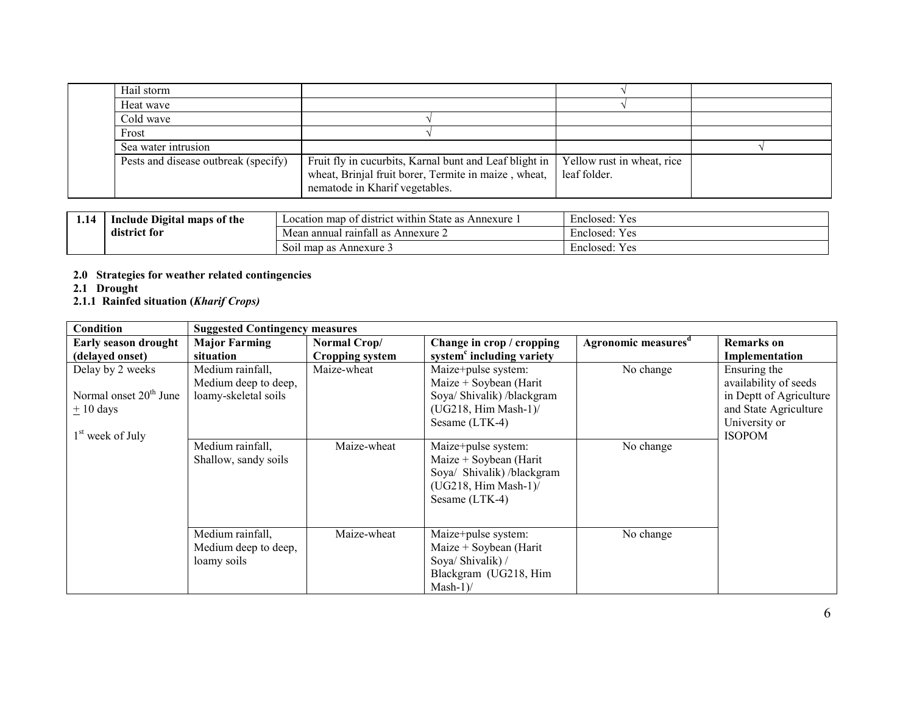| | | | | |
|---|---|---|---|---|
| | Hail storm | | √ | |
| | Heat wave | | √ | |
| | Cold wave | √ | | |
| | Frost | √ | | |
| | Sea water intrusion | | | √ |
| | Pests and disease outbreak (specify) | Fruit fly in cucurbits, Karnal bunt and Leaf blight in wheat, Brinjal fruit borer, Termite in maize , wheat, nematode in Kharif vegetables. | Yellow rust in wheat, rice leaf folder. | |

| 1.14 | Include Digital maps of the district for | Location map of district within State as Annexure 1 | Enclosed: Yes |
|---|---|---|---|
| | | Mean annual rainfall as Annexure 2 | Enclosed: Yes |
| | | Soil map as Annexure 3 | Enclosed: Yes |

**2.0 Strategies for weather related contingencies**

**2.1 Drought**

**2.1.1 Rainfed situation (*Kharif Crops)***

| Condition | Suggested Contingency measures | | | | |
|---|---|---|---|---|---|
| **Early season drought (delayed onset)** | **Major Farming situation** | **Normal Crop/ Cropping system** | **Change in crop / cropping system[c] including variety** | **Agronomic measures[d]** | **Remarks on Implementation** |
| Delay by 2 weeks<br><br>Normal onset 20[th] June ± 10 days<br><br>1[st] week of July | Medium rainfall, Medium deep to deep, loamy-skeletal soils | Maize-wheat | Maize+pulse system: Maize + Soybean (Harit Soya/ Shivalik) /blackgram (UG218, Him Mash-1)/ Sesame (LTK-4) | No change | Ensuring the availability of seeds in Deptt of Agriculture and State Agriculture University or ISOPOM |
| | Medium rainfall, Shallow, sandy soils | Maize-wheat | Maize+pulse system: Maize + Soybean (Harit Soya/ Shivalik) /blackgram (UG218, Him Mash-1)/ Sesame (LTK-4) | No change | |
| | Medium rainfall, Medium deep to deep, loamy soils | Maize-wheat | Maize+pulse system: Maize + Soybean (Harit Soya/ Shivalik) / Blackgram (UG218, Him Mash-1)/ | No change | |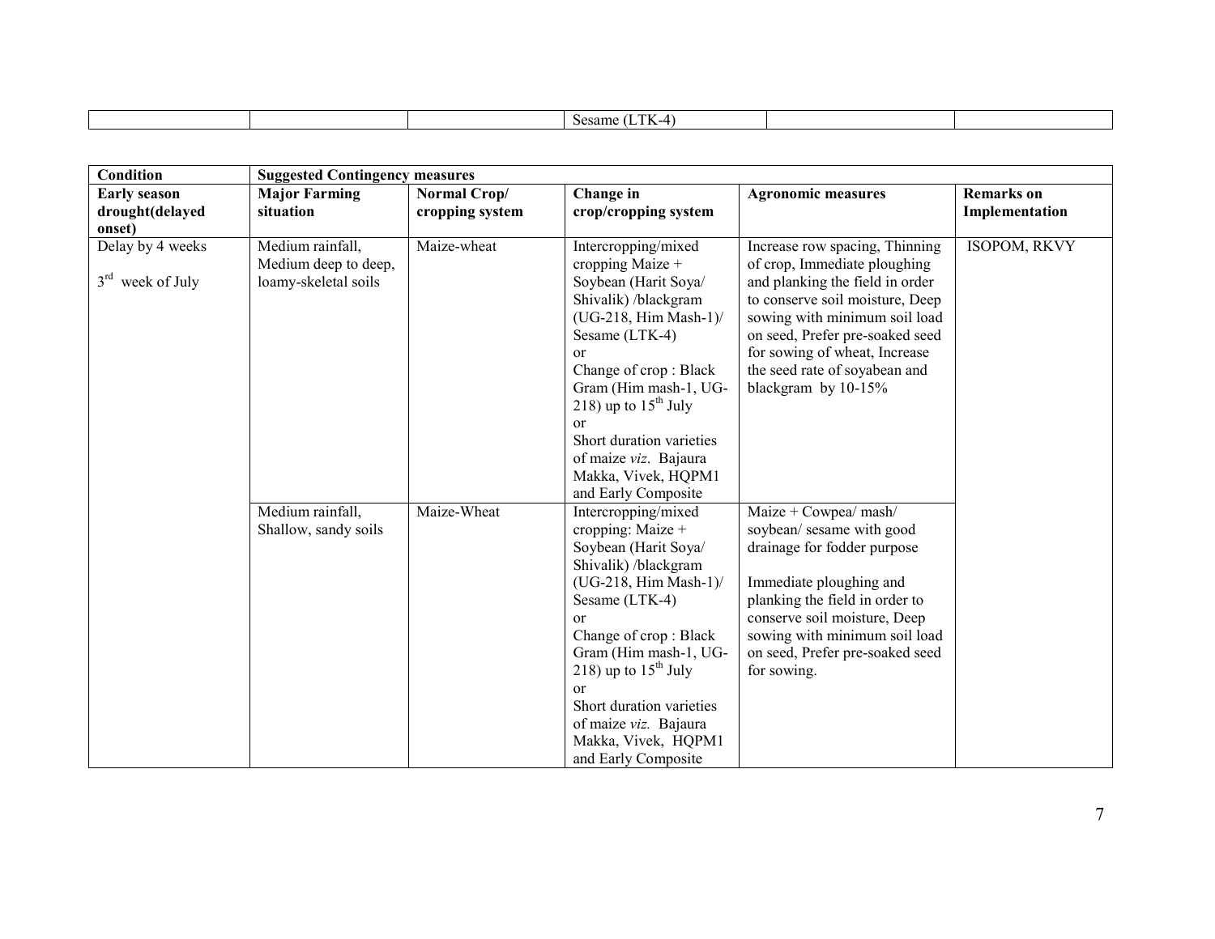| | | | Sesame (LTK-4) | | |
|---|---|---|---|---|---|

| Condition | Suggested Contingency measures | | | | |
|---|---|---|---|---|---|
| **Early season drought(delayed onset)** | **Major Farming situation** | **Normal Crop/ cropping system** | **Change in crop/cropping system** | **Agronomic measures** | **Remarks on Implementation** |
| Delay by 4 weeks<br><br>3rd week of July | Medium rainfall, Medium deep to deep, loamy-skeletal soils | Maize-wheat | Intercropping/mixed cropping Maize + Soybean (Harit Soya/ Shivalik) /blackgram (UG-218, Him Mash-1)/ Sesame (LTK-4)<br>or<br>Change of crop : Black Gram (Him mash-1, UG-218) up to 15th July<br>or<br>Short duration varieties of maize *viz*. Bajaura Makka, Vivek, HQPM1 and Early Composite | Increase row spacing, Thinning of crop, Immediate ploughing and planking the field in order to conserve soil moisture, Deep sowing with minimum soil load on seed, Prefer pre-soaked seed for sowing of wheat, Increase the seed rate of soyabean and blackgram by 10-15% | ISOPOM, RKVY |
| | Medium rainfall, Shallow, sandy soils | Maize-Wheat | Intercropping/mixed cropping: Maize + Soybean (Harit Soya/ Shivalik) /blackgram (UG-218, Him Mash-1)/ Sesame (LTK-4)<br>or<br>Change of crop : Black Gram (Him mash-1, UG-218) up to 15th July<br>or<br>Short duration varieties of maize *viz.* Bajaura Makka, Vivek, HQPM1 and Early Composite | Maize + Cowpea/ mash/ soybean/ sesame with good drainage for fodder purpose<br><br>Immediate ploughing and planking the field in order to conserve soil moisture, Deep sowing with minimum soil load on seed, Prefer pre-soaked seed for sowing. | |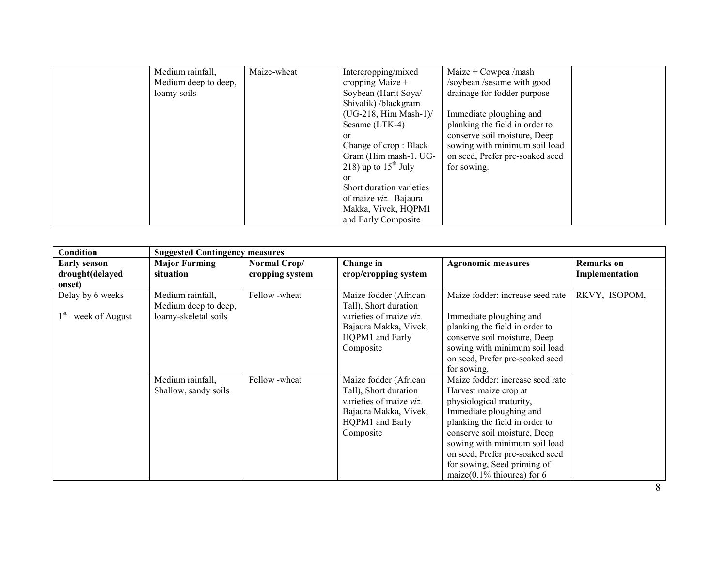|  | Medium rainfall, Medium deep to deep, loamy soils | Maize-wheat | Intercropping/mixed cropping Maize + Soybean (Harit Soya/ Shivalik) /blackgram (UG-218, Him Mash-1)/ Sesame (LTK-4)<br>or<br>Change of crop : Black Gram (Him mash-1, UG-218) up to 15th July<br>or<br>Short duration varieties of maize *viz.* Bajaura Makka, Vivek, HQPM1 and Early Composite | Maize + Cowpea /mash /soybean /sesame with good drainage for fodder purpose<br><br>Immediate ploughing and planking the field in order to conserve soil moisture, Deep sowing with minimum soil load on seed, Prefer pre-soaked seed for sowing. |  |
|---|---|---|---|---|---|

| Condition | Suggested Contingency measures | | | | |
|---|---|---|---|---|---|
| **Early season drought(delayed onset)** | **Major Farming situation** | **Normal Crop/ cropping system** | **Change in crop/cropping system** | **Agronomic measures** | **Remarks on Implementation** |
| Delay by 6 weeks<br><br>1st week of August | Medium rainfall, Medium deep to deep, loamy-skeletal soils | Fellow -wheat | Maize fodder (African Tall), Short duration varieties of maize *viz.* Bajaura Makka, Vivek, HQPM1 and Early Composite | Maize fodder: increase seed rate<br><br>Immediate ploughing and planking the field in order to conserve soil moisture, Deep sowing with minimum soil load on seed, Prefer pre-soaked seed for sowing. | RKVY, ISOPOM, |
|  | Medium rainfall, Shallow, sandy soils | Fellow -wheat | Maize fodder (African Tall), Short duration varieties of maize *viz.* Bajaura Makka, Vivek, HQPM1 and Early Composite | Maize fodder: increase seed rate Harvest maize crop at physiological maturity, Immediate ploughing and planking the field in order to conserve soil moisture, Deep sowing with minimum soil load on seed, Prefer pre-soaked seed for sowing, Seed priming of maize(0.1% thiourea) for 6 |  |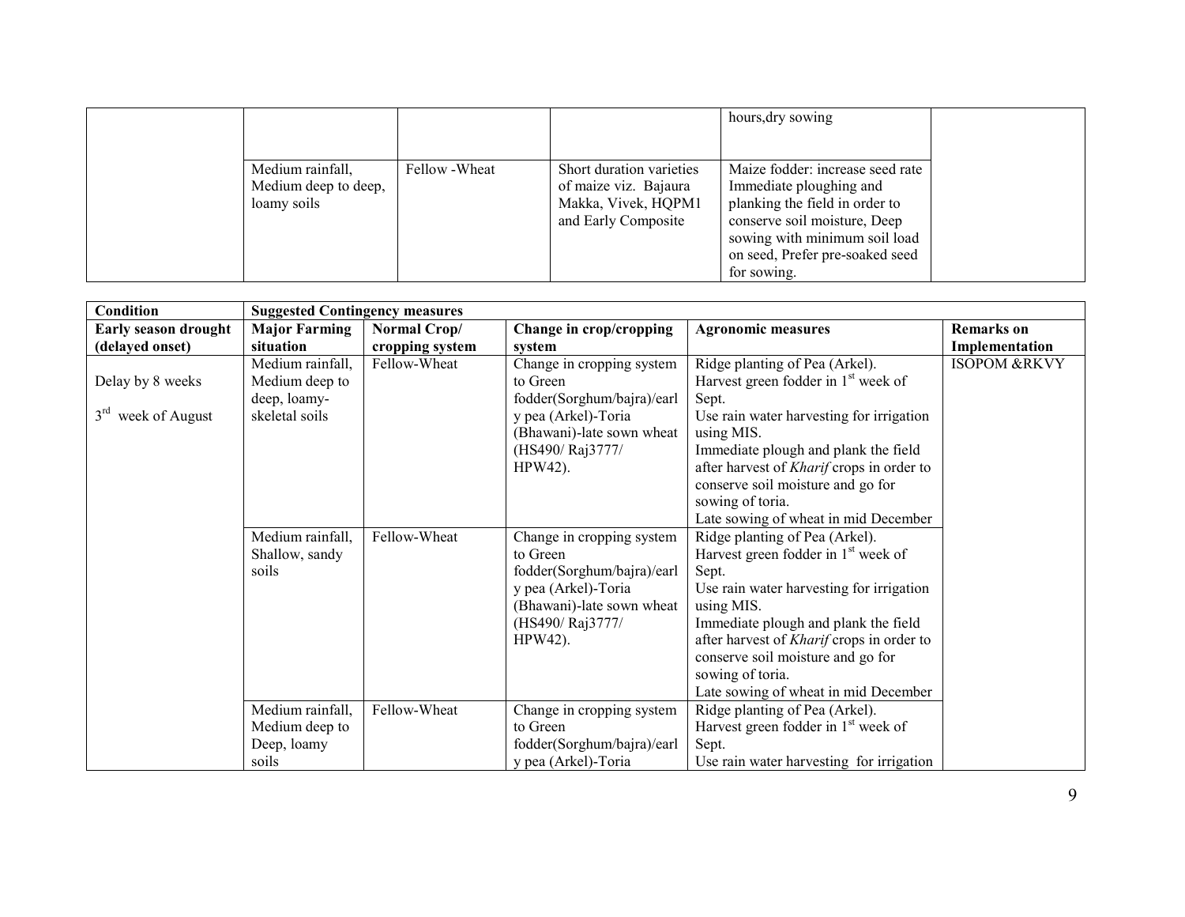| | | | | | |
|---|---|---|---|---|---|
| | | | | hours,dry sowing | |
| | Medium rainfall, Medium deep to deep, loamy soils | Fellow -Wheat | Short duration varieties of maize viz. Bajaura Makka, Vivek, HQPM1 and Early Composite | Maize fodder: increase seed rate Immediate ploughing and planking the field in order to conserve soil moisture, Deep sowing with minimum soil load on seed, Prefer pre-soaked seed for sowing. | |

| Condition | Suggested Contingency measures | | | | |
|---|---|---|---|---|---|
| **Early season drought (delayed onset)** | **Major Farming situation** | **Normal Crop/ cropping system** | **Change in crop/cropping system** | **Agronomic measures** | **Remarks on Implementation** |
| Delay by 8 weeks<br><br>3rd week of August | Medium rainfall, Medium deep to deep, loamy-skeletal soils | Fellow-Wheat | Change in cropping system to Green fodder(Sorghum/bajra)/early pea (Arkel)-Toria (Bhawani)-late sown wheat (HS490/ Raj3777/ HPW42). | Ridge planting of Pea (Arkel).<br>Harvest green fodder in 1st week of Sept.<br>Use rain water harvesting for irrigation using MIS.<br>Immediate plough and plank the field after harvest of *Kharif* crops in order to conserve soil moisture and go for sowing of toria.<br>Late sowing of wheat in mid December | ISOPOM &RKVY |
| | Medium rainfall, Shallow, sandy soils | Fellow-Wheat | Change in cropping system to Green fodder(Sorghum/bajra)/early pea (Arkel)-Toria (Bhawani)-late sown wheat (HS490/ Raj3777/ HPW42). | Ridge planting of Pea (Arkel).<br>Harvest green fodder in 1st week of Sept.<br>Use rain water harvesting for irrigation using MIS.<br>Immediate plough and plank the field after harvest of *Kharif* crops in order to conserve soil moisture and go for sowing of toria.<br>Late sowing of wheat in mid December | |
| | Medium rainfall, Medium deep to Deep, loamy soils | Fellow-Wheat | Change in cropping system to Green fodder(Sorghum/bajra)/early pea (Arkel)-Toria | Ridge planting of Pea (Arkel).<br>Harvest green fodder in 1st week of Sept.<br>Use rain water harvesting for irrigation | |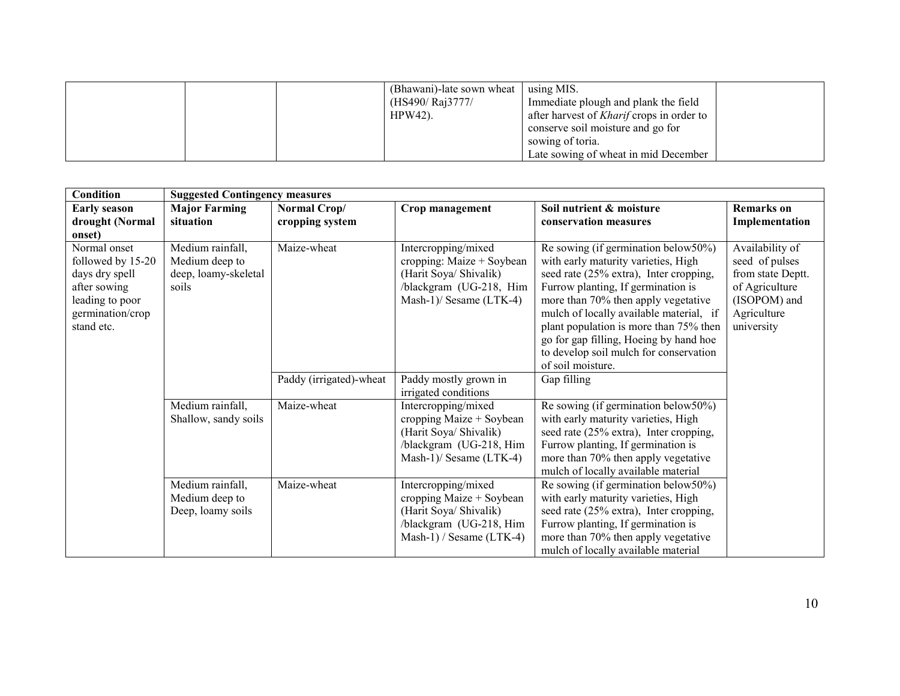| | | | (Bhawani)-late sown wheat (HS490/ Raj3777/ HPW42). | using MIS.<br>Immediate plough and plank the field after harvest of *Kharif* crops in order to conserve soil moisture and go for sowing of toria.<br>Late sowing of wheat in mid December | |
|---|---|---|---|---|---|

| Condition | Suggested Contingency measures | | | | |
|---|---|---|---|---|---|
| **Early season drought (Normal onset)** | **Major Farming situation** | **Normal Crop/ cropping system** | **Crop management** | **Soil nutrient & moisture conservation measures** | **Remarks on Implementation** |
| Normal onset followed by 15-20 days dry spell after sowing leading to poor germination/crop stand etc. | Medium rainfall, Medium deep to deep, loamy-skeletal soils | Maize-wheat | Intercropping/mixed cropping: Maize + Soybean (Harit Soya/ Shivalik) /blackgram (UG-218, Him Mash-1)/ Sesame (LTK-4) | Re sowing (if germination below50%) with early maturity varieties, High seed rate (25% extra), Inter cropping, Furrow planting, If germination is more than 70% then apply vegetative mulch of locally available material, if plant population is more than 75% then go for gap filling, Hoeing by hand hoe to develop soil mulch for conservation of soil moisture. | Availability of seed of pulses from state Deptt. of Agriculture (ISOPOM) and Agriculture university |
| | | Paddy (irrigated)-wheat | Paddy mostly grown in irrigated conditions | Gap filling | |
| | Medium rainfall, Shallow, sandy soils | Maize-wheat | Intercropping/mixed cropping Maize + Soybean (Harit Soya/ Shivalik) /blackgram (UG-218, Him Mash-1)/ Sesame (LTK-4) | Re sowing (if germination below50%) with early maturity varieties, High seed rate (25% extra), Inter cropping, Furrow planting, If germination is more than 70% then apply vegetative mulch of locally available material | |
| | Medium rainfall, Medium deep to Deep, loamy soils | Maize-wheat | Intercropping/mixed cropping Maize + Soybean (Harit Soya/ Shivalik) /blackgram (UG-218, Him Mash-1) / Sesame (LTK-4) | Re sowing (if germination below50%) with early maturity varieties, High seed rate (25% extra), Inter cropping, Furrow planting, If germination is more than 70% then apply vegetative mulch of locally available material | |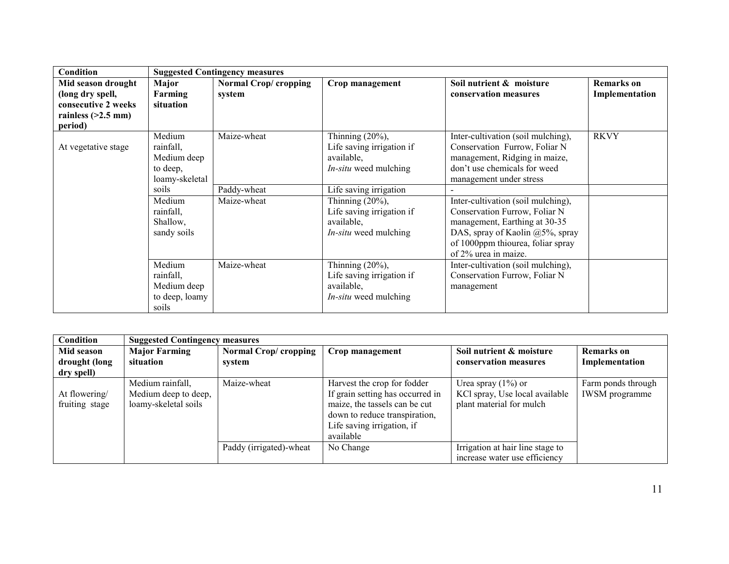| Condition | Suggested Contingency measures | | | | |
|---|---|---|---|---|---|
| **Mid season drought (long dry spell, consecutive 2 weeks rainless (>2.5 mm) period)** | **Major Farming situation** | **Normal Crop/ cropping system** | **Crop management** | **Soil nutrient & moisture conservation measures** | **Remarks on Implementation** |
| At vegetative stage | Medium rainfall, Medium deep to deep, loamy-skeletal soils | Maize-wheat | Thinning (20%), Life saving irrigation if available, *In-situ* weed mulching | Inter-cultivation (soil mulching), Conservation Furrow, Foliar N management, Ridging in maize, don't use chemicals for weed management under stress | RKVY |
| | | Paddy-wheat | Life saving irrigation | - | |
| | Medium rainfall, Shallow, sandy soils | Maize-wheat | Thinning (20%), Life saving irrigation if available, *In-situ* weed mulching | Inter-cultivation (soil mulching), Conservation Furrow, Foliar N management, Earthing at 30-35 DAS, spray of Kaolin @5%, spray of 1000ppm thiourea, foliar spray of 2% urea in maize. | |
| | Medium rainfall, Medium deep to deep, loamy soils | Maize-wheat | Thinning (20%), Life saving irrigation if available, *In-situ* weed mulching | Inter-cultivation (soil mulching), Conservation Furrow, Foliar N management | |

| Condition | Suggested Contingency measures | | | | |
|---|---|---|---|---|---|
| **Mid season drought (long dry spell)** | **Major Farming situation** | **Normal Crop/ cropping system** | **Crop management** | **Soil nutrient & moisture conservation measures** | **Remarks on Implementation** |
| At flowering/ fruiting stage | Medium rainfall, Medium deep to deep, loamy-skeletal soils | Maize-wheat | Harvest the crop for fodder If grain setting has occurred in maize, the tassels can be cut down to reduce transpiration, Life saving irrigation, if available | Urea spray (1%) or KCl spray, Use local available plant material for mulch | Farm ponds through IWSM programme |
| | | Paddy (irrigated)-wheat | No Change | Irrigation at hair line stage to increase water use efficiency | |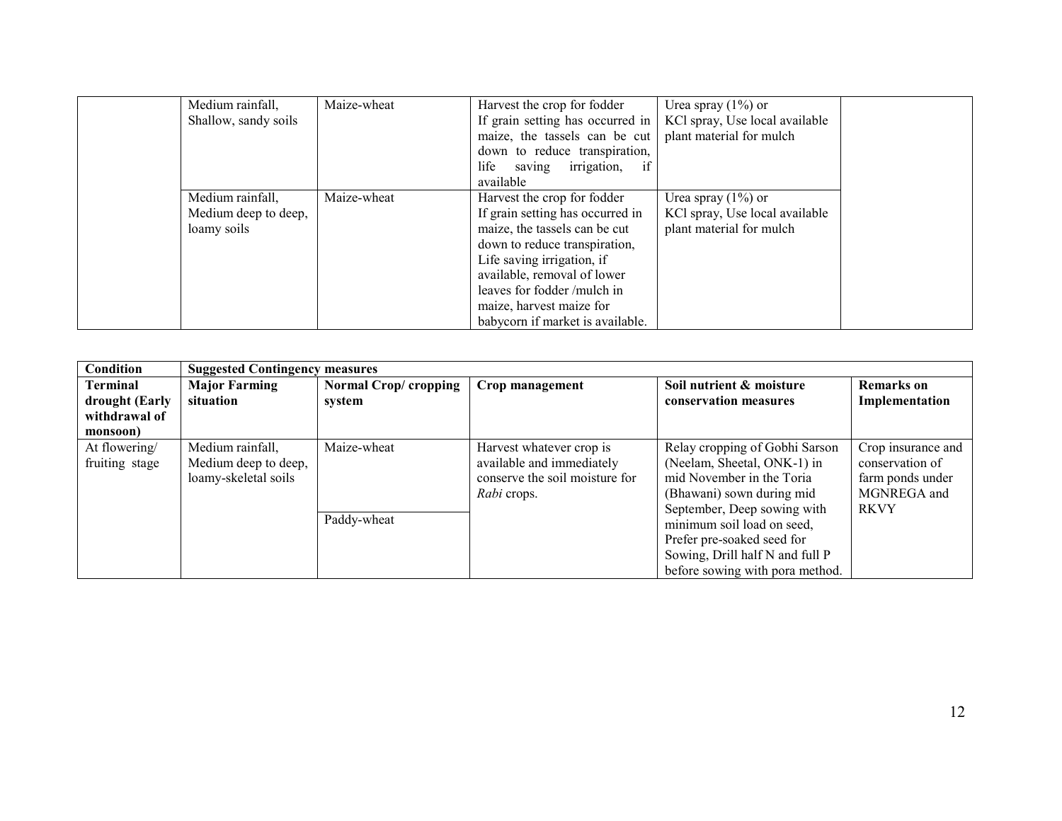| | | | | | |
|---|---|---|---|---|---|
| | Medium rainfall, Shallow, sandy soils | Maize-wheat | Harvest the crop for fodder If grain setting has occurred in maize, the tassels can be cut down to reduce transpiration, life saving irrigation, if available | Urea spray (1%) or KCl spray, Use local available plant material for mulch | |
| | Medium rainfall, Medium deep to deep, loamy soils | Maize-wheat | Harvest the crop for fodder If grain setting has occurred in maize, the tassels can be cut down to reduce transpiration, Life saving irrigation, if available, removal of lower leaves for fodder /mulch in maize, harvest maize for babycorn if market is available. | Urea spray (1%) or KCl spray, Use local available plant material for mulch | |

| Condition | Suggested Contingency measures | | | | |
|---|---|---|---|---|---|
| **Terminal drought (Early withdrawal of monsoon)** | **Major Farming situation** | **Normal Crop/ cropping system** | **Crop management** | **Soil nutrient & moisture conservation measures** | **Remarks on Implementation** |
| At flowering/ fruiting stage | Medium rainfall, Medium deep to deep, loamy-skeletal soils | Maize-wheat | Harvest whatever crop is available and immediately conserve the soil moisture for *Rabi* crops. | Relay cropping of Gobhi Sarson (Neelam, Sheetal, ONK-1) in mid November in the Toria (Bhawani) sown during mid September, Deep sowing with minimum soil load on seed, Prefer pre-soaked seed for Sowing, Drill half N and full P before sowing with pora method. | Crop insurance and conservation of farm ponds under MGNREGA and RKVY |
| | | Paddy-wheat | | | |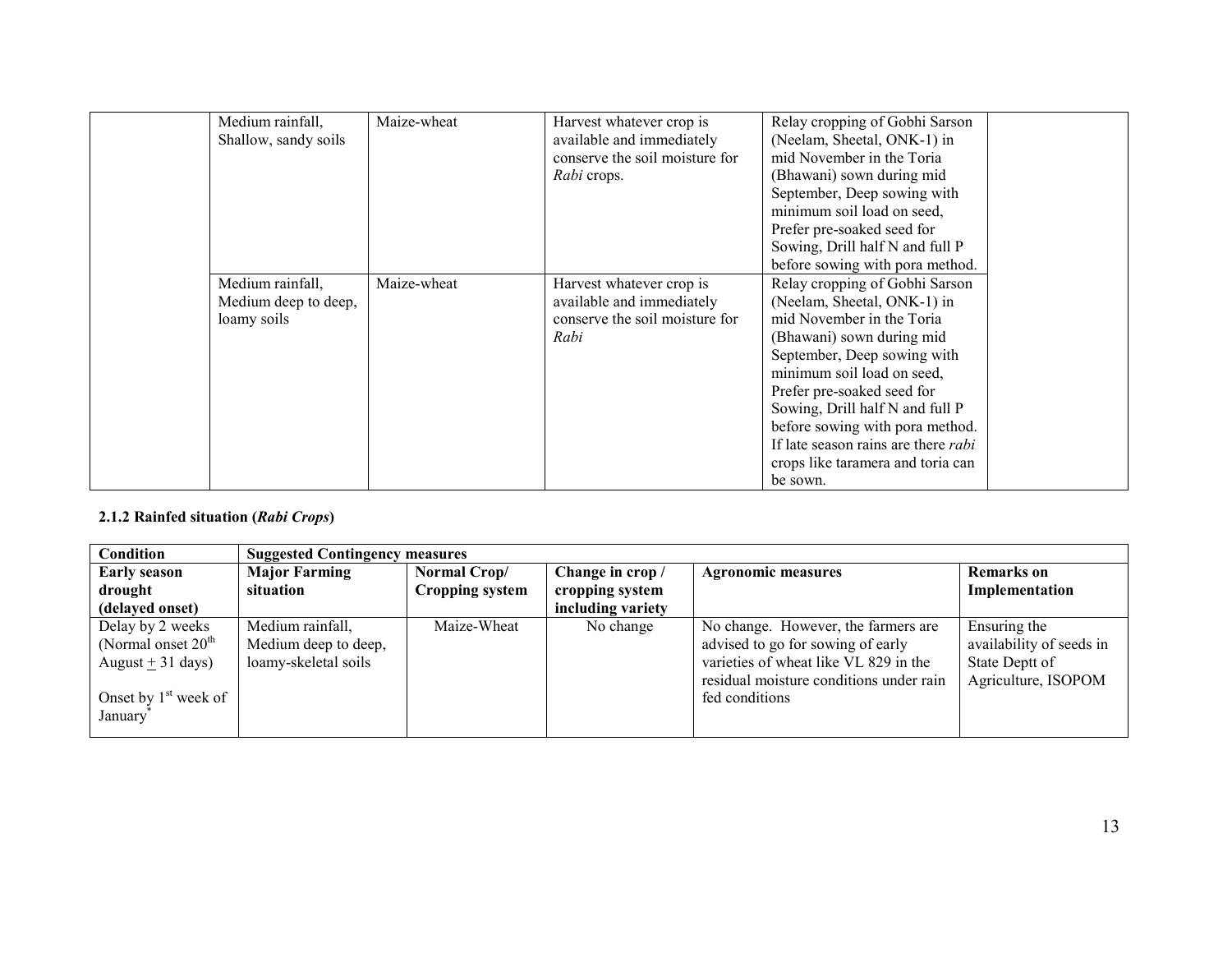| | Major Farming situation | Normal Crop/Cropping system | Change in crop/cropping system | Agronomic measures | Remarks on Implementation |
|---|---|---|---|---|---|
| | Medium rainfall, Shallow, sandy soils | Maize-wheat | Harvest whatever crop is available and immediately conserve the soil moisture for *Rabi* crops. | Relay cropping of Gobhi Sarson (Neelam, Sheetal, ONK-1) in mid November in the Toria (Bhawani) sown during mid September, Deep sowing with minimum soil load on seed, Prefer pre-soaked seed for Sowing, Drill half N and full P before sowing with pora method. | |
| | Medium rainfall, Medium deep to deep, loamy soils | Maize-wheat | Harvest whatever crop is available and immediately conserve the soil moisture for *Rabi* | Relay cropping of Gobhi Sarson (Neelam, Sheetal, ONK-1) in mid November in the Toria (Bhawani) sown during mid September, Deep sowing with minimum soil load on seed, Prefer pre-soaked seed for Sowing, Drill half N and full P before sowing with pora method. If late season rains are there *rabi* crops like taramera and toria can be sown. | |

**2.1.2 Rainfed situation (*Rabi Crops*)**

| Condition | Suggested Contingency measures | | | | |
|---|---|---|---|---|---|
| **Early season drought (delayed onset)** | **Major Farming situation** | **Normal Crop/ Cropping system** | **Change in crop / cropping system including variety** | **Agronomic measures** | **Remarks on Implementation** |
| Delay by 2 weeks (Normal onset 20th August ± 31 days)<br><br>Onset by 1st week of January* | Medium rainfall, Medium deep to deep, loamy-skeletal soils | Maize-Wheat | No change | No change. However, the farmers are advised to go for sowing of early varieties of wheat like VL 829 in the residual moisture conditions under rain fed conditions | Ensuring the availability of seeds in State Deptt of Agriculture, ISOPOM |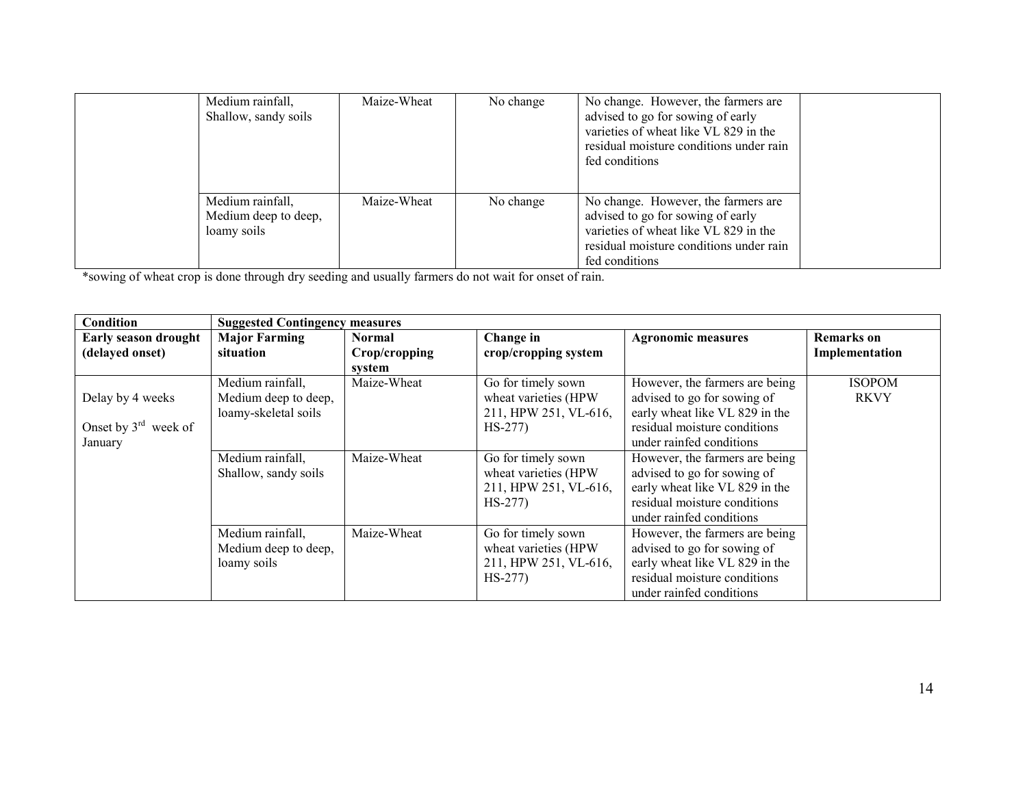| | | | | | |
|---|---|---|---|---|---|
| | Medium rainfall, Shallow, sandy soils | Maize-Wheat | No change | No change. However, the farmers are advised to go for sowing of early varieties of wheat like VL 829 in the residual moisture conditions under rain fed conditions | |
| | Medium rainfall, Medium deep to deep, loamy soils | Maize-Wheat | No change | No change. However, the farmers are advised to go for sowing of early varieties of wheat like VL 829 in the residual moisture conditions under rain fed conditions | |

*sowing of wheat crop is done through dry seeding and usually farmers do not wait for onset of rain.

| **Condition** | **Suggested Contingency measures** | | | | |
|---|---|---|---|---|---|
| **Early season drought (delayed onset)** | **Major Farming situation** | **Normal Crop/cropping system** | **Change in crop/cropping system** | **Agronomic measures** | **Remarks on Implementation** |
| Delay by 4 weeks<br><br>Onset by 3rd week of January | Medium rainfall, Medium deep to deep, loamy-skeletal soils | Maize-Wheat | Go for timely sown wheat varieties (HPW 211, HPW 251, VL-616, HS-277) | However, the farmers are being advised to go for sowing of early wheat like VL 829 in the residual moisture conditions under rainfed conditions | ISOPOM<br>RKVY |
| | Medium rainfall, Shallow, sandy soils | Maize-Wheat | Go for timely sown wheat varieties (HPW 211, HPW 251, VL-616, HS-277) | However, the farmers are being advised to go for sowing of early wheat like VL 829 in the residual moisture conditions under rainfed conditions | |
| | Medium rainfall, Medium deep to deep, loamy soils | Maize-Wheat | Go for timely sown wheat varieties (HPW 211, HPW 251, VL-616, HS-277) | However, the farmers are being advised to go for sowing of early wheat like VL 829 in the residual moisture conditions under rainfed conditions | |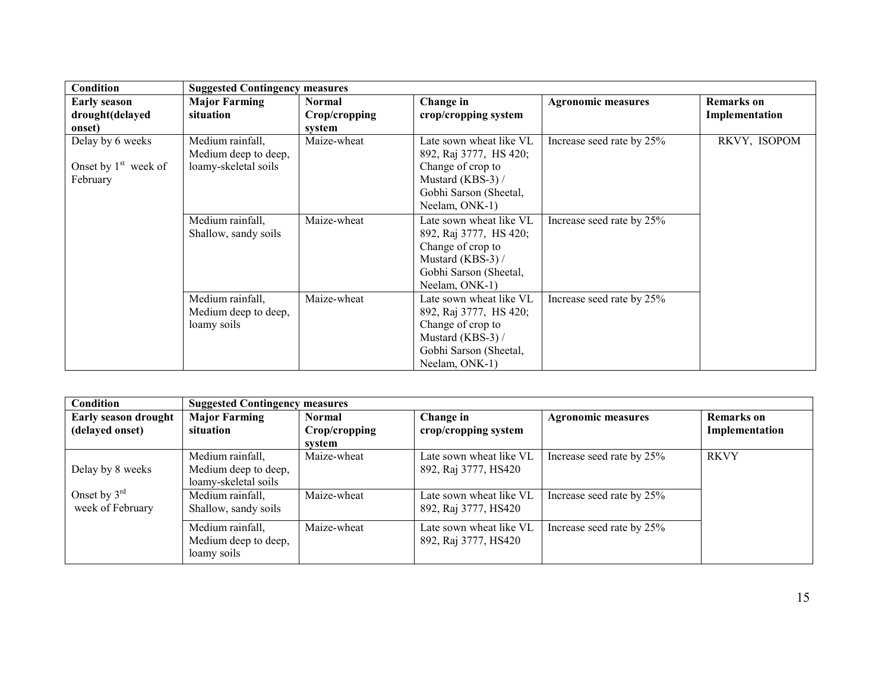| Condition | Suggested Contingency measures | | | | |
|---|---|---|---|---|---|
| **Early season drought(delayed onset)** | **Major Farming situation** | **Normal Crop/cropping system** | **Change in crop/cropping system** | **Agronomic measures** | **Remarks on Implementation** |
| Delay by 6 weeks<br><br>Onset by 1st week of February | Medium rainfall, Medium deep to deep, loamy-skeletal soils | Maize-wheat | Late sown wheat like VL 892, Raj 3777, HS 420; Change of crop to Mustard (KBS-3) / Gobhi Sarson (Sheetal, Neelam, ONK-1) | Increase seed rate by 25% | RKVY, ISOPOM |
| | Medium rainfall, Shallow, sandy soils | Maize-wheat | Late sown wheat like VL 892, Raj 3777, HS 420; Change of crop to Mustard (KBS-3) / Gobhi Sarson (Sheetal, Neelam, ONK-1) | Increase seed rate by 25% | |
| | Medium rainfall, Medium deep to deep, loamy soils | Maize-wheat | Late sown wheat like VL 892, Raj 3777, HS 420; Change of crop to Mustard (KBS-3) / Gobhi Sarson (Sheetal, Neelam, ONK-1) | Increase seed rate by 25% | |

| Condition | Suggested Contingency measures | | | | |
|---|---|---|---|---|---|
| **Early season drought (delayed onset)** | **Major Farming situation** | **Normal Crop/cropping system** | **Change in crop/cropping system** | **Agronomic measures** | **Remarks on Implementation** |
| Delay by 8 weeks<br><br>Onset by 3rd week of February | Medium rainfall, Medium deep to deep, loamy-skeletal soils | Maize-wheat | Late sown wheat like VL 892, Raj 3777, HS420 | Increase seed rate by 25% | RKVY |
| | Medium rainfall, Shallow, sandy soils | Maize-wheat | Late sown wheat like VL 892, Raj 3777, HS420 | Increase seed rate by 25% | |
| | Medium rainfall, Medium deep to deep, loamy soils | Maize-wheat | Late sown wheat like VL 892, Raj 3777, HS420 | Increase seed rate by 25% | |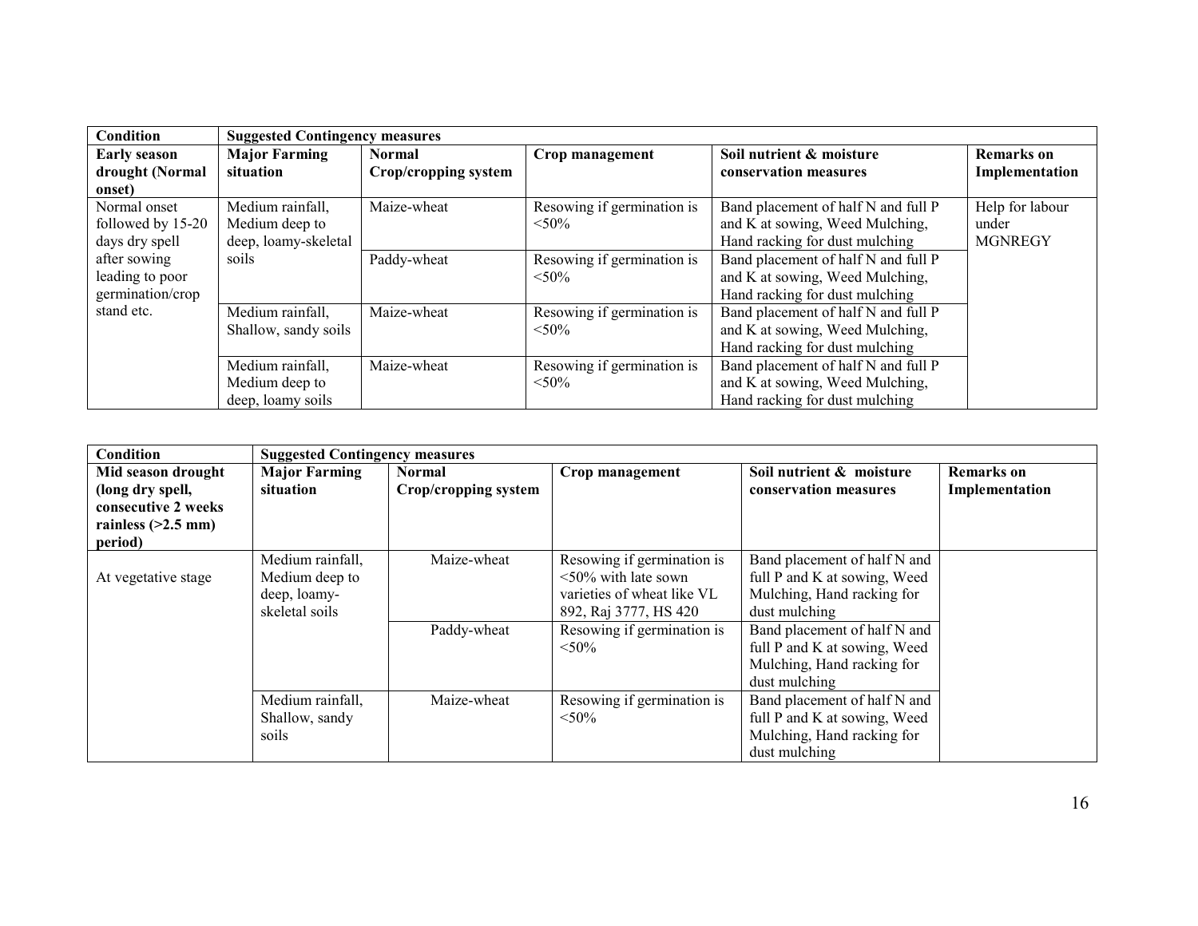| Condition | Suggested Contingency measures | | | | |
|---|---|---|---|---|---|
| **Early season drought (Normal onset)** | **Major Farming situation** | **Normal Crop/cropping system** | **Crop management** | **Soil nutrient & moisture conservation measures** | **Remarks on Implementation** |
| Normal onset followed by 15-20 days dry spell after sowing leading to poor germination/crop stand etc. | Medium rainfall, Medium deep to deep, loamy-skeletal soils | Maize-wheat | Resowing if germination is <50% | Band placement of half N and full P and K at sowing, Weed Mulching, Hand racking for dust mulching | Help for labour under MGNREGY |
| | | Paddy-wheat | Resowing if germination is <50% | Band placement of half N and full P and K at sowing, Weed Mulching, Hand racking for dust mulching | |
| | Medium rainfall, Shallow, sandy soils | Maize-wheat | Resowing if germination is <50% | Band placement of half N and full P and K at sowing, Weed Mulching, Hand racking for dust mulching | |
| | Medium rainfall, Medium deep to deep, loamy soils | Maize-wheat | Resowing if germination is <50% | Band placement of half N and full P and K at sowing, Weed Mulching, Hand racking for dust mulching | |

| Condition | Suggested Contingency measures | | | | |
|---|---|---|---|---|---|
| **Mid season drought (long dry spell, consecutive 2 weeks rainless (>2.5 mm) period)** | **Major Farming situation** | **Normal Crop/cropping system** | **Crop management** | **Soil nutrient & moisture conservation measures** | **Remarks on Implementation** |
| At vegetative stage | Medium rainfall, Medium deep to deep, loamy-skeletal soils | Maize-wheat | Resowing if germination is <50% with late sown varieties of wheat like VL 892, Raj 3777, HS 420 | Band placement of half N and full P and K at sowing, Weed Mulching, Hand racking for dust mulching | |
| | | Paddy-wheat | Resowing if germination is <50% | Band placement of half N and full P and K at sowing, Weed Mulching, Hand racking for dust mulching | |
| | Medium rainfall, Shallow, sandy soils | Maize-wheat | Resowing if germination is <50% | Band placement of half N and full P and K at sowing, Weed Mulching, Hand racking for dust mulching | |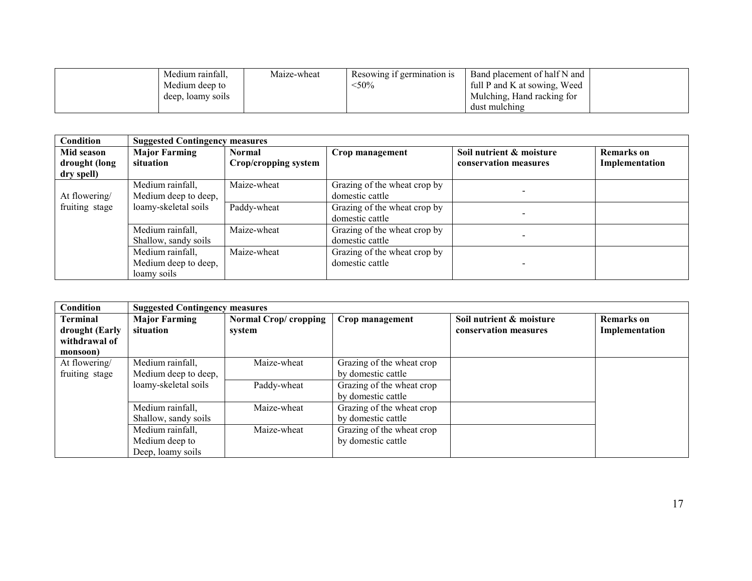| | Medium rainfall, Medium deep to deep, loamy soils | Maize-wheat | Resowing if germination is <50% | Band placement of half N and full P and K at sowing, Weed Mulching, Hand racking for dust mulching | |
|---|---|---|---|---|---|

| Condition | Suggested Contingency measures | | | | |
|---|---|---|---|---|---|
| Mid season drought (long dry spell) | Major Farming situation | Normal Crop/cropping system | Crop management | Soil nutrient & moisture conservation measures | Remarks on Implementation |
| At flowering/ fruiting stage | Medium rainfall, Medium deep to deep, loamy-skeletal soils | Maize-wheat | Grazing of the wheat crop by domestic cattle | - | |
| | | Paddy-wheat | Grazing of the wheat crop by domestic cattle | - | |
| | Medium rainfall, Shallow, sandy soils | Maize-wheat | Grazing of the wheat crop by domestic cattle | - | |
| | Medium rainfall, Medium deep to deep, loamy soils | Maize-wheat | Grazing of the wheat crop by domestic cattle | - | |

| Condition | Suggested Contingency measures | | | | |
|---|---|---|---|---|---|
| Terminal drought (Early withdrawal of monsoon) | Major Farming situation | Normal Crop/ cropping system | Crop management | Soil nutrient & moisture conservation measures | Remarks on Implementation |
| At flowering/ fruiting stage | Medium rainfall, Medium deep to deep, loamy-skeletal soils | Maize-wheat | Grazing of the wheat crop by domestic cattle | | |
| | | Paddy-wheat | Grazing of the wheat crop by domestic cattle | | |
| | Medium rainfall, Shallow, sandy soils | Maize-wheat | Grazing of the wheat crop by domestic cattle | | |
| | Medium rainfall, Medium deep to Deep, loamy soils | Maize-wheat | Grazing of the wheat crop by domestic cattle | | |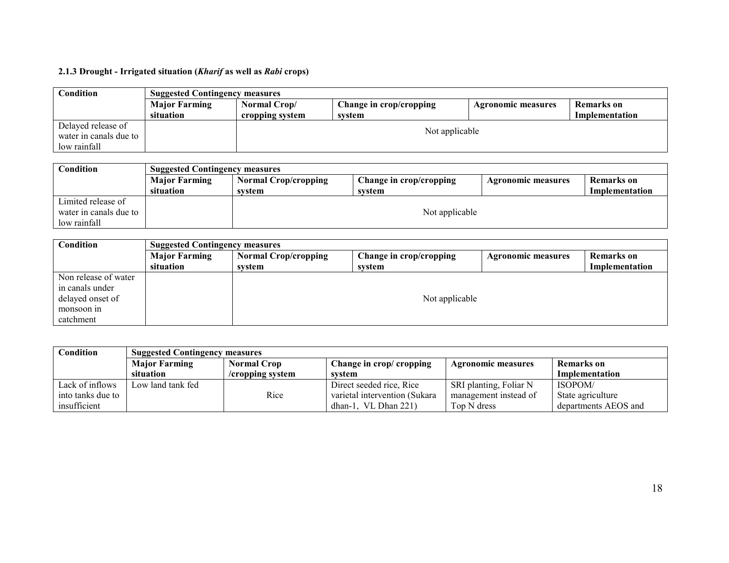### 2.1.3 Drought - Irrigated situation (*Kharif* as well as *Rabi* crops)

| Condition | Suggested Contingency measures | | | | |
|---|---|---|---|---|---|
| | Major Farming situation | Normal Crop/ cropping system | Change in crop/cropping system | Agronomic measures | Remarks on Implementation |
| Delayed release of water in canals due to low rainfall | | Not applicable | | | |

| Condition | Suggested Contingency measures | | | | |
|---|---|---|---|---|---|
| | Major Farming situation | Normal Crop/cropping system | Change in crop/cropping system | Agronomic measures | Remarks on Implementation |
| Limited release of water in canals due to low rainfall | | Not applicable | | | |

| Condition | Suggested Contingency measures | | | | |
|---|---|---|---|---|---|
| | Major Farming situation | Normal Crop/cropping system | Change in crop/cropping system | Agronomic measures | Remarks on Implementation |
| Non release of water in canals under delayed onset of monsoon in catchment | | Not applicable | | | |

| Condition | Suggested Contingency measures | | | | |
|---|---|---|---|---|---|
| | Major Farming situation | Normal Crop /cropping system | Change in crop/ cropping system | Agronomic measures | Remarks on Implementation |
| Lack of inflows into tanks due to insufficient | Low land tank fed | Rice | Direct seeded rice, Rice varietal intervention (Sukara dhan-1, VL Dhan 221) | SRI planting, Foliar N management instead of Top N dress | ISOPOM/ State agriculture departments AEOS and |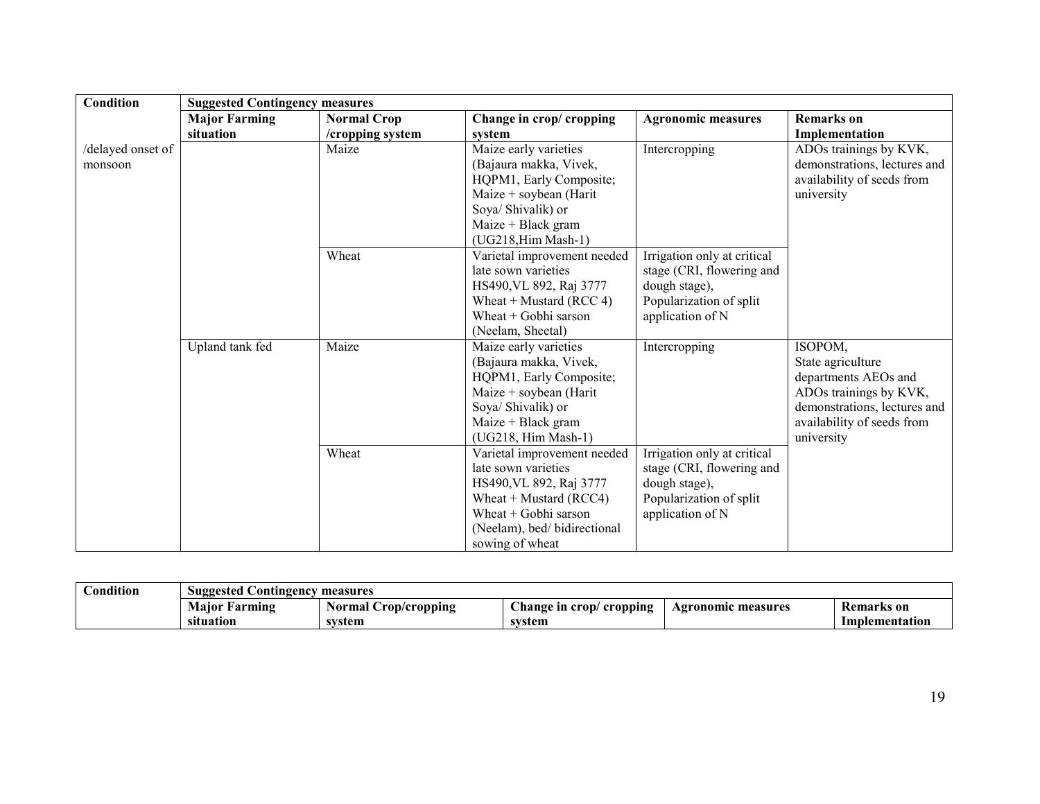| Condition | Suggested Contingency measures | | | | |
|---|---|---|---|---|---|
| | **Major Farming situation** | **Normal Crop /cropping system** | **Change in crop/ cropping system** | **Agronomic measures** | **Remarks on Implementation** |
| /delayed onset of monsoon | | Maize | Maize early varieties (Bajaura makka, Vivek, HQPM1, Early Composite; Maize + soybean (Harit Soya/ Shivalik) or Maize + Black gram (UG218,Him Mash-1) | Intercropping | ADOs trainings by KVK, demonstrations, lectures and availability of seeds from university |
| | | Wheat | Varietal improvement needed late sown varieties HS490,VL 892, Raj 3777 Wheat + Mustard (RCC 4) Wheat + Gobhi sarson (Neelam, Sheetal) | Irrigation only at critical stage (CRI, flowering and dough stage), Popularization of split application of N | |
| | Upland tank fed | Maize | Maize early varieties (Bajaura makka, Vivek, HQPM1, Early Composite; Maize + soybean (Harit Soya/ Shivalik) or Maize + Black gram (UG218, Him Mash-1) | Intercropping | ISOPOM, State agriculture departments AEOs and ADOs trainings by KVK, demonstrations, lectures and availability of seeds from university |
| | | Wheat | Varietal improvement needed late sown varieties HS490,VL 892, Raj 3777 Wheat + Mustard (RCC4) Wheat + Gobhi sarson (Neelam), bed/ bidirectional sowing of wheat | Irrigation only at critical stage (CRI, flowering and dough stage), Popularization of split application of N | |

| Condition | Suggested Contingency measures | | | | |
|---|---|---|---|---|---|
| | **Major Farming situation** | **Normal Crop/cropping system** | **Change in crop/ cropping system** | **Agronomic measures** | **Remarks on Implementation** |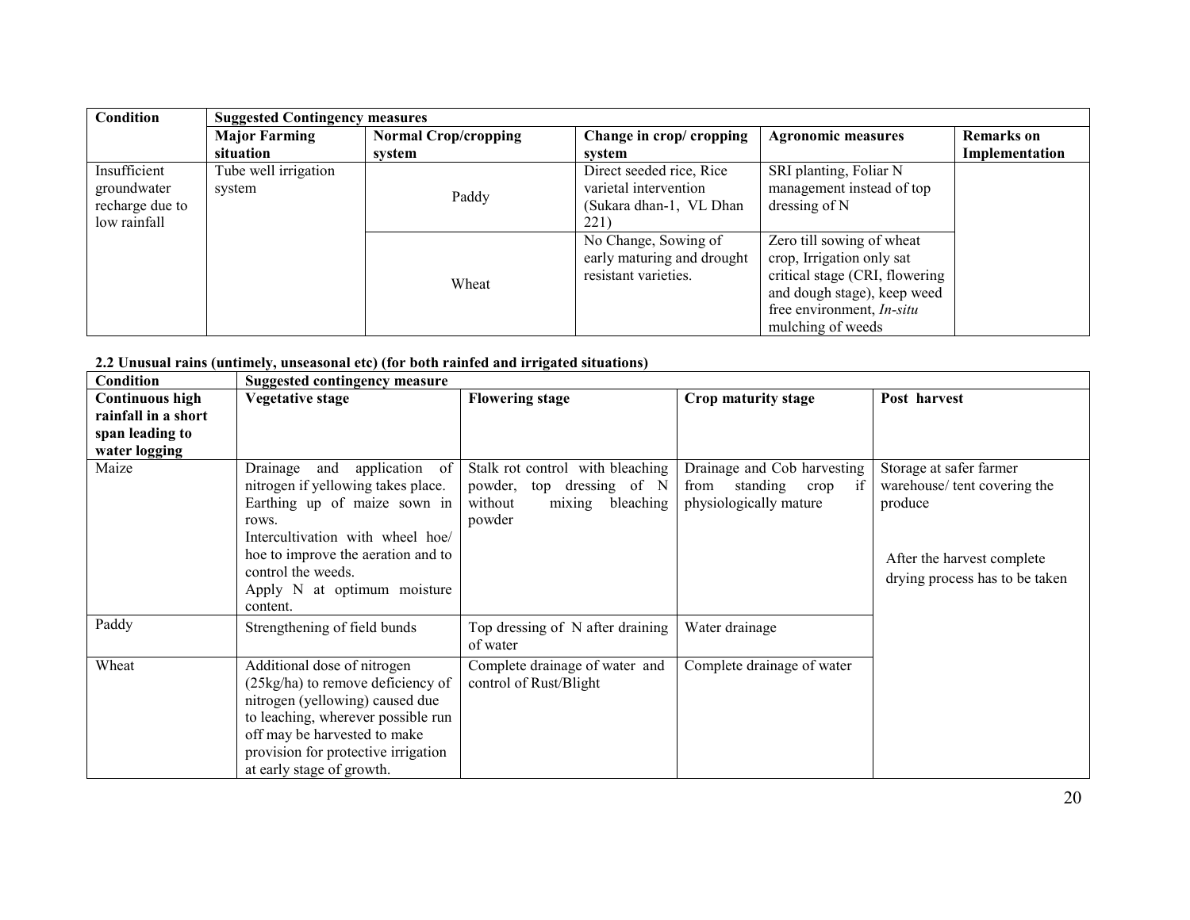| Condition | Suggested Contingency measures | | | | |
|---|---|---|---|---|---|
| | Major Farming situation | Normal Crop/cropping system | Change in crop/ cropping system | Agronomic measures | Remarks on Implementation |
| Insufficient groundwater recharge due to low rainfall | Tube well irrigation system | Paddy | Direct seeded rice, Rice varietal intervention (Sukara dhan-1, VL Dhan 221) | SRI planting, Foliar N management instead of top dressing of N | |
| | | Wheat | No Change, Sowing of early maturing and drought resistant varieties. | Zero till sowing of wheat crop, Irrigation only sat critical stage (CRI, flowering and dough stage), keep weed free environment, *In-situ* mulching of weeds | |

**2.2 Unusual rains (untimely, unseasonal etc) (for both rainfed and irrigated situations)**

| Condition | Suggested contingency measure | | | |
|---|---|---|---|---|
| **Continuous high rainfall in a short span leading to water logging** | **Vegetative stage** | **Flowering stage** | **Crop maturity stage** | **Post harvest** |
| Maize | Drainage and application of nitrogen if yellowing takes place. Earthing up of maize sown in rows. Intercultivation with wheel hoe/ hoe to improve the aeration and to control the weeds. Apply N at optimum moisture content. | Stalk rot control with bleaching powder, top dressing of N without mixing bleaching powder | Drainage and Cob harvesting from standing crop if physiologically mature | Storage at safer farmer warehouse/ tent covering the produce<br><br>After the harvest complete drying process has to be taken |
| Paddy | Strengthening of field bunds | Top dressing of N after draining of water | Water drainage | |
| Wheat | Additional dose of nitrogen (25kg/ha) to remove deficiency of nitrogen (yellowing) caused due to leaching, wherever possible run off may be harvested to make provision for protective irrigation at early stage of growth. | Complete drainage of water and control of Rust/Blight | Complete drainage of water | |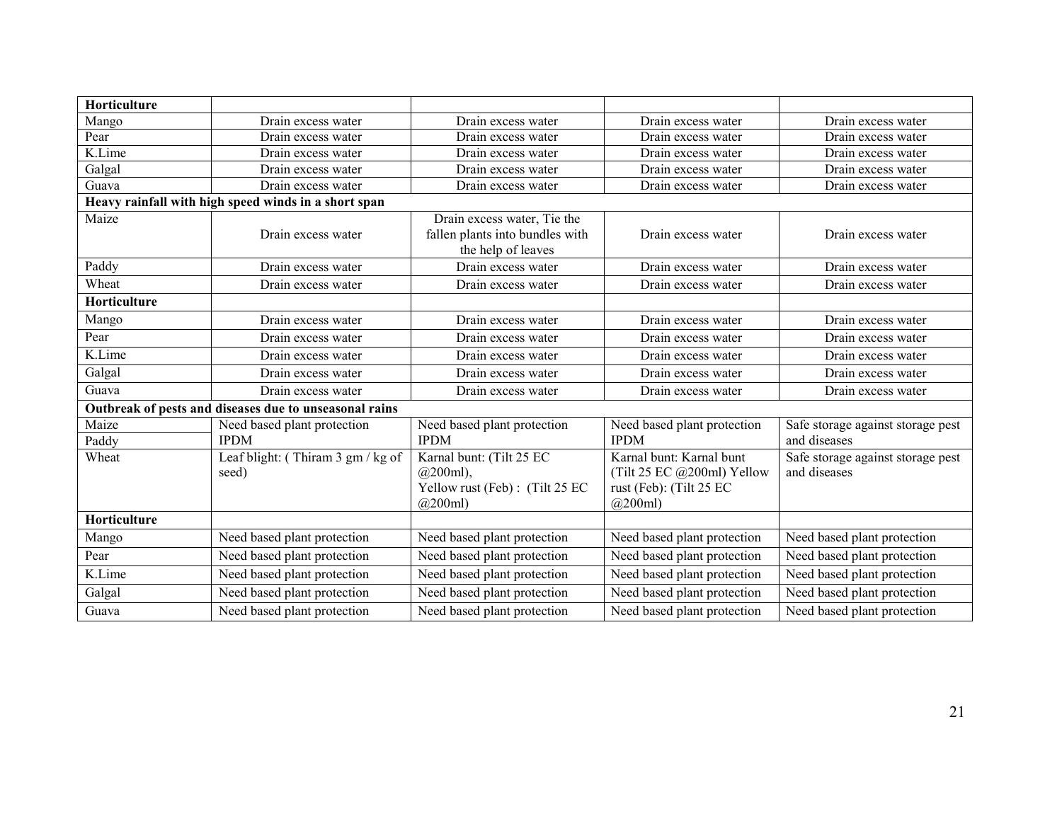| Horticulture | | | | |
|---|---|---|---|---|
| Mango | Drain excess water | Drain excess water | Drain excess water | Drain excess water |
| Pear | Drain excess water | Drain excess water | Drain excess water | Drain excess water |
| K.Lime | Drain excess water | Drain excess water | Drain excess water | Drain excess water |
| Galgal | Drain excess water | Drain excess water | Drain excess water | Drain excess water |
| Guava | Drain excess water | Drain excess water | Drain excess water | Drain excess water |
| **Heavy rainfall with high speed winds in a short span** | | | | |
| Maize | Drain excess water | Drain excess water, Tie the fallen plants into bundles with the help of leaves | Drain excess water | Drain excess water |
| Paddy | Drain excess water | Drain excess water | Drain excess water | Drain excess water |
| Wheat | Drain excess water | Drain excess water | Drain excess water | Drain excess water |
| **Horticulture** | | | | |
| Mango | Drain excess water | Drain excess water | Drain excess water | Drain excess water |
| Pear | Drain excess water | Drain excess water | Drain excess water | Drain excess water |
| K.Lime | Drain excess water | Drain excess water | Drain excess water | Drain excess water |
| Galgal | Drain excess water | Drain excess water | Drain excess water | Drain excess water |
| Guava | Drain excess water | Drain excess water | Drain excess water | Drain excess water |
| **Outbreak of pests and diseases due to unseasonal rains** | | | | |
| Maize<br>Paddy | Need based plant protection IPDM | Need based plant protection IPDM | Need based plant protection IPDM | Safe storage against storage pest and diseases |
| Wheat | Leaf blight: ( Thiram 3 gm / kg of seed) | Karnal bunt: (Tilt 25 EC @200ml), Yellow rust (Feb) : (Tilt 25 EC @200ml) | Karnal bunt: Karnal bunt (Tilt 25 EC @200ml) Yellow rust (Feb): (Tilt 25 EC @200ml) | Safe storage against storage pest and diseases |
| **Horticulture** | | | | |
| Mango | Need based plant protection | Need based plant protection | Need based plant protection | Need based plant protection |
| Pear | Need based plant protection | Need based plant protection | Need based plant protection | Need based plant protection |
| K.Lime | Need based plant protection | Need based plant protection | Need based plant protection | Need based plant protection |
| Galgal | Need based plant protection | Need based plant protection | Need based plant protection | Need based plant protection |
| Guava | Need based plant protection | Need based plant protection | Need based plant protection | Need based plant protection |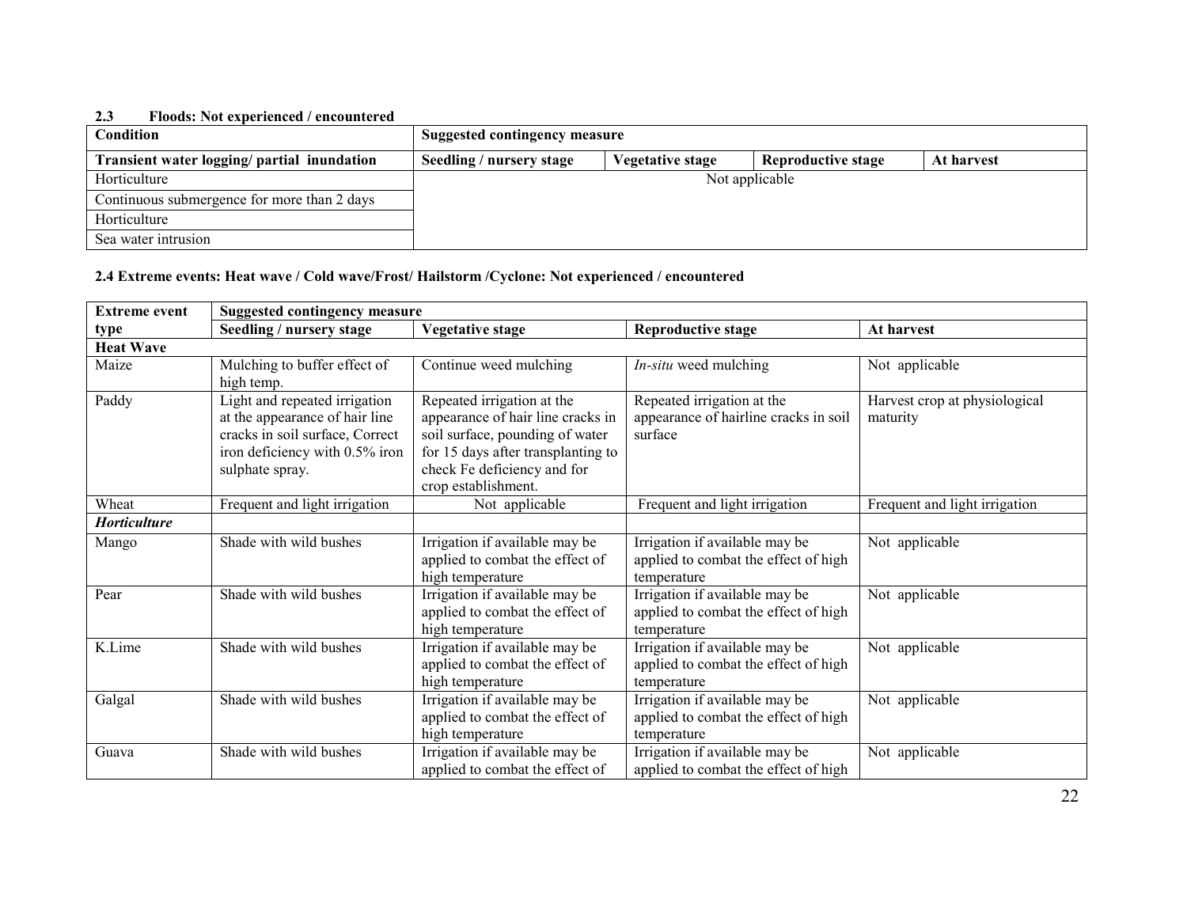### 2.3 Floods: Not experienced / encountered

| Condition | Suggested contingency measure | | | |
|---|---|---|---|---|
| **Transient water logging/ partial inundation** | **Seedling / nursery stage** | **Vegetative stage** | **Reproductive stage** | **At harvest** |
| Horticulture | Not applicable | | | |
| Continuous submergence for more than 2 days | | | | |
| Horticulture | | | | |
| Sea water intrusion | | | | |

### 2.4 Extreme events: Heat wave / Cold wave/Frost/ Hailstorm /Cyclone: Not experienced / encountered

| Extreme event type | Suggested contingency measure | | | |
|---|---|---|---|---|
| | **Seedling / nursery stage** | **Vegetative stage** | **Reproductive stage** | **At harvest** |
| **Heat Wave** | | | | |
| Maize | Mulching to buffer effect of high temp. | Continue weed mulching | *In-situ* weed mulching | Not applicable |
| Paddy | Light and repeated irrigation at the appearance of hair line cracks in soil surface, Correct iron deficiency with 0.5% iron sulphate spray. | Repeated irrigation at the appearance of hair line cracks in soil surface, pounding of water for 15 days after transplanting to check Fe deficiency and for crop establishment. | Repeated irrigation at the appearance of hairline cracks in soil surface | Harvest crop at physiological maturity |
| Wheat | Frequent and light irrigation | Not applicable | Frequent and light irrigation | Frequent and light irrigation |
| ***Horticulture*** | | | | |
| Mango | Shade with wild bushes | Irrigation if available may be applied to combat the effect of high temperature | Irrigation if available may be applied to combat the effect of high temperature | Not applicable |
| Pear | Shade with wild bushes | Irrigation if available may be applied to combat the effect of high temperature | Irrigation if available may be applied to combat the effect of high temperature | Not applicable |
| K.Lime | Shade with wild bushes | Irrigation if available may be applied to combat the effect of high temperature | Irrigation if available may be applied to combat the effect of high temperature | Not applicable |
| Galgal | Shade with wild bushes | Irrigation if available may be applied to combat the effect of high temperature | Irrigation if available may be applied to combat the effect of high temperature | Not applicable |
| Guava | Shade with wild bushes | Irrigation if available may be applied to combat the effect of | Irrigation if available may be applied to combat the effect of high | Not applicable |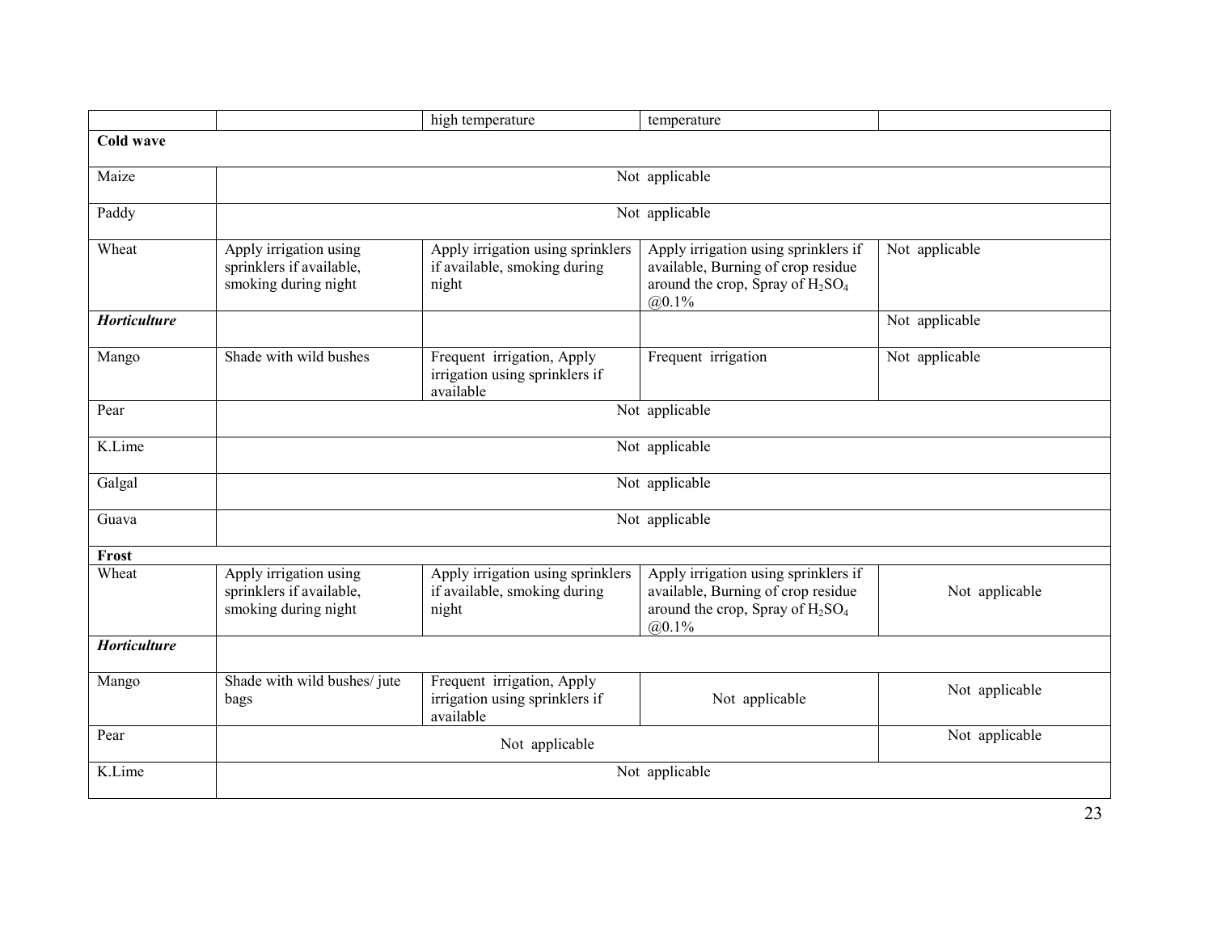|  |  | high temperature | temperature |  |
|---|---|---|---|---|
| **Cold wave** |  |  |  |  |
| Maize | Not applicable |  |  |  |
| Paddy | Not applicable |  |  |  |
| Wheat | Apply irrigation using sprinklers if available, smoking during night | Apply irrigation using sprinklers if available, smoking during night | Apply irrigation using sprinklers if available, Burning of crop residue around the crop, Spray of $H_2SO_4$ @0.1% | Not applicable |
| ***Horticulture*** |  |  |  | Not applicable |
| Mango | Shade with wild bushes | Frequent irrigation, Apply irrigation using sprinklers if available | Frequent irrigation | Not applicable |
| Pear | Not applicable |  |  |  |
| K.Lime | Not applicable |  |  |  |
| Galgal | Not applicable |  |  |  |
| Guava | Not applicable |  |  |  |
| **Frost** |  |  |  |  |
| Wheat | Apply irrigation using sprinklers if available, smoking during night | Apply irrigation using sprinklers if available, smoking during night | Apply irrigation using sprinklers if available, Burning of crop residue around the crop, Spray of $H_2SO_4$ @0.1% | Not applicable |
| ***Horticulture*** |  |  |  |  |
| Mango | Shade with wild bushes/ jute bags | Frequent irrigation, Apply irrigation using sprinklers if available | Not applicable | Not applicable |
| Pear | Not applicable |  |  | Not applicable |
| K.Lime | Not applicable |  |  |  |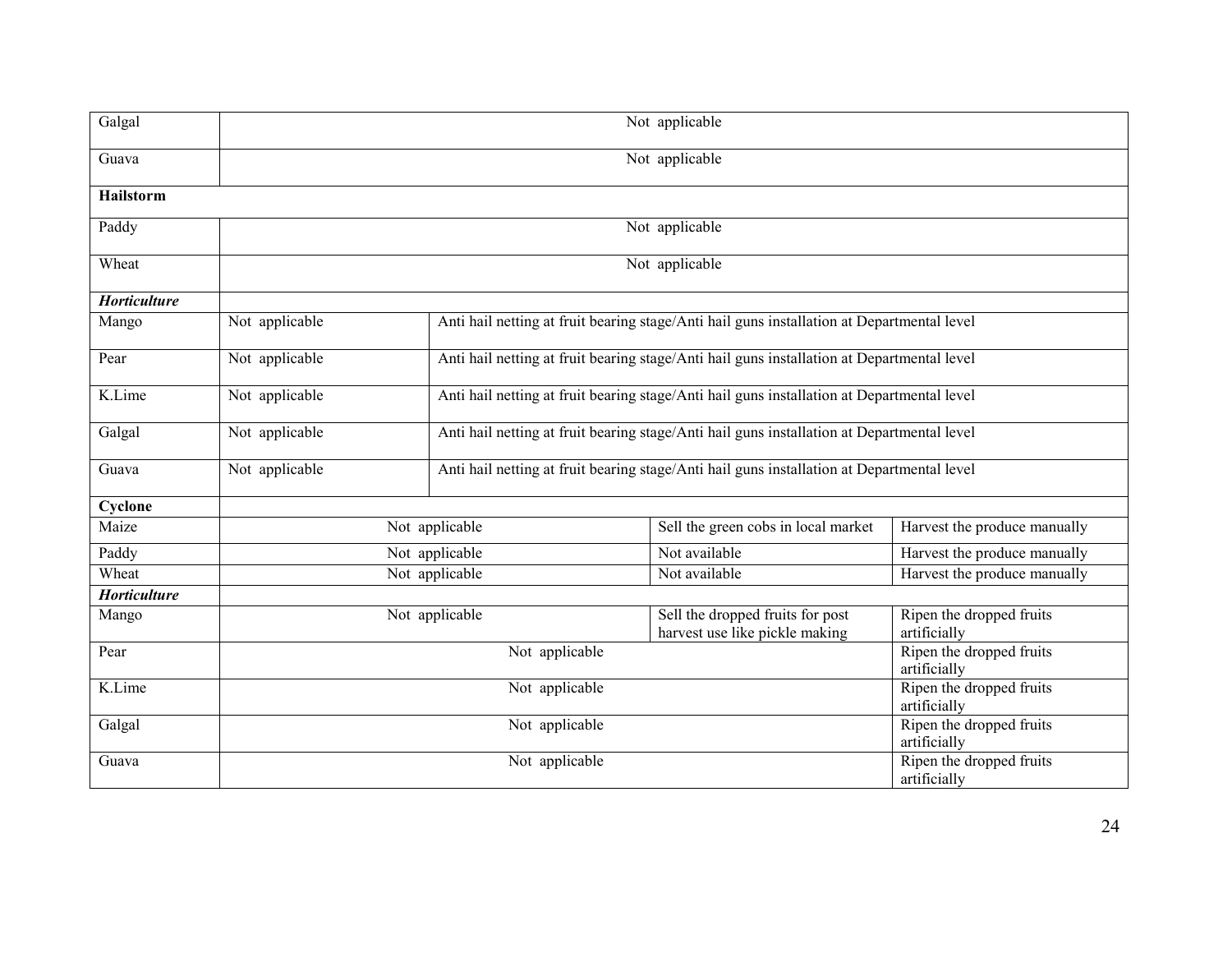| | | | | |
|---|---|---|---|---|
| Galgal | Not applicable | | | |
| Guava | Not applicable | | | |
| **Hailstorm** | | | | |
| Paddy | Not applicable | | | |
| Wheat | Not applicable | | | |
| ***Horticulture*** | | | | |
| Mango | Not applicable | Anti hail netting at fruit bearing stage/Anti hail guns installation at Departmental level | | |
| Pear | Not applicable | Anti hail netting at fruit bearing stage/Anti hail guns installation at Departmental level | | |
| K.Lime | Not applicable | Anti hail netting at fruit bearing stage/Anti hail guns installation at Departmental level | | |
| Galgal | Not applicable | Anti hail netting at fruit bearing stage/Anti hail guns installation at Departmental level | | |
| Guava | Not applicable | Anti hail netting at fruit bearing stage/Anti hail guns installation at Departmental level | | |
| **Cyclone** | | | | |
| Maize | Not applicable | | Sell the green cobs in local market | Harvest the produce manually |
| Paddy | Not applicable | | Not available | Harvest the produce manually |
| Wheat | Not applicable | | Not available | Harvest the produce manually |
| ***Horticulture*** | | | | |
| Mango | Not applicable | | Sell the dropped fruits for post harvest use like pickle making | Ripen the dropped fruits artificially |
| Pear | Not applicable | | | Ripen the dropped fruits artificially |
| K.Lime | Not applicable | | | Ripen the dropped fruits artificially |
| Galgal | Not applicable | | | Ripen the dropped fruits artificially |
| Guava | Not applicable | | | Ripen the dropped fruits artificially |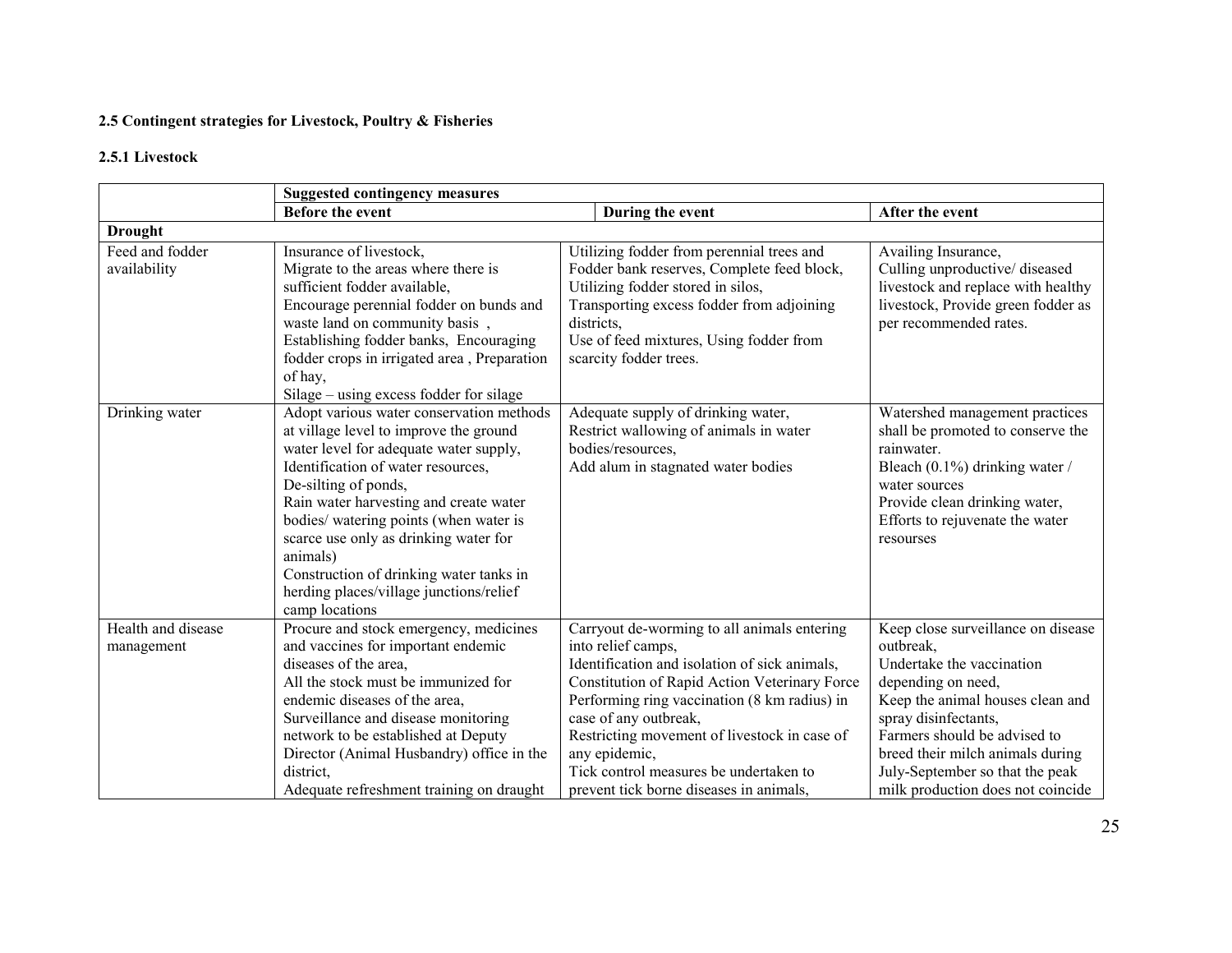### 2.5 Contingent strategies for Livestock, Poultry & Fisheries

#### 2.5.1 Livestock

| | Suggested contingency measures | | |
|---|---|---|---|
| | **Before the event** | **During the event** | **After the event** |
| **Drought** | | | |
| Feed and fodder availability | Insurance of livestock, Migrate to the areas where there is sufficient fodder available, Encourage perennial fodder on bunds and waste land on community basis , Establishing fodder banks, Encouraging fodder crops in irrigated area , Preparation of hay, Silage – using excess fodder for silage | Utilizing fodder from perennial trees and Fodder bank reserves, Complete feed block, Utilizing fodder stored in silos, Transporting excess fodder from adjoining districts, Use of feed mixtures, Using fodder from scarcity fodder trees. | Availing Insurance, Culling unproductive/ diseased livestock and replace with healthy livestock, Provide green fodder as per recommended rates. |
| Drinking water | Adopt various water conservation methods at village level to improve the ground water level for adequate water supply, Identification of water resources, De-silting of ponds, Rain water harvesting and create water bodies/ watering points (when water is scarce use only as drinking water for animals) Construction of drinking water tanks in herding places/village junctions/relief camp locations | Adequate supply of drinking water, Restrict wallowing of animals in water bodies/resources, Add alum in stagnated water bodies | Watershed management practices shall be promoted to conserve the rainwater. Bleach (0.1%) drinking water / water sources Provide clean drinking water, Efforts to rejuvenate the water resourses |
| Health and disease management | Procure and stock emergency, medicines and vaccines for important endemic diseases of the area, All the stock must be immunized for endemic diseases of the area, Surveillance and disease monitoring network to be established at Deputy Director (Animal Husbandry) office in the district, Adequate refreshment training on draught | Carryout de-worming to all animals entering into relief camps, Identification and isolation of sick animals, Constitution of Rapid Action Veterinary Force Performing ring vaccination (8 km radius) in case of any outbreak, Restricting movement of livestock in case of any epidemic, Tick control measures be undertaken to prevent tick borne diseases in animals, | Keep close surveillance on disease outbreak, Undertake the vaccination depending on need, Keep the animal houses clean and spray disinfectants, Farmers should be advised to breed their milch animals during July-September so that the peak milk production does not coincide |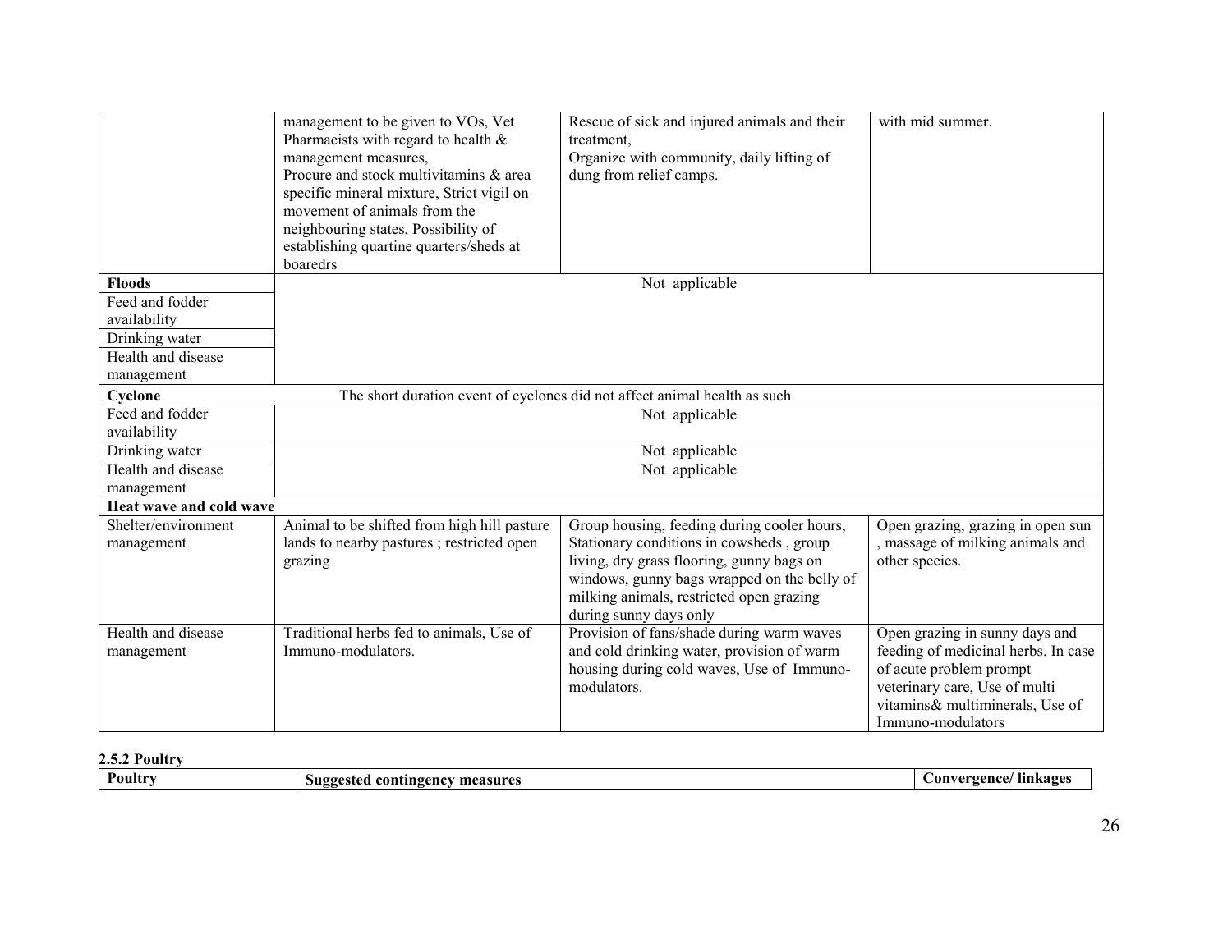| | | | |
|---|---|---|---|
| | management to be given to VOs, Vet Pharmacists with regard to health & management measures, Procure and stock multivitamins & area specific mineral mixture, Strict vigil on movement of animals from the neighbouring states, Possibility of establishing quartine quarters/sheds at boaredrs | Rescue of sick and injured animals and their treatment, Organize with community, daily lifting of dung from relief camps. | with mid summer. |
| **Floods** | Not applicable | | |
| Feed and fodder availability | | | |
| Drinking water | | | |
| Health and disease management | | | |
| **Cyclone** | The short duration event of cyclones did not affect animal health as such | | |
| Feed and fodder availability | Not applicable | | |
| Drinking water | Not applicable | | |
| Health and disease management | Not applicable | | |
| **Heat wave and cold wave** | | | |
| Shelter/environment management | Animal to be shifted from high hill pasture lands to nearby pastures ; restricted open grazing | Group housing, feeding during cooler hours, Stationary conditions in cowsheds , group living, dry grass flooring, gunny bags on windows, gunny bags wrapped on the belly of milking animals, restricted open grazing during sunny days only | Open grazing, grazing in open sun , massage of milking animals and other species. |
| Health and disease management | Traditional herbs fed to animals, Use of Immuno-modulators. | Provision of fans/shade during warm waves and cold drinking water, provision of warm housing during cold waves, Use of Immuno-modulators. | Open grazing in sunny days and feeding of medicinal herbs. In case of acute problem prompt veterinary care, Use of multi vitamins& multiminerals, Use of Immuno-modulators |

**2.5.2 Poultry**

| Poultry | Suggested contingency measures | Convergence/ linkages |
|---|---|---|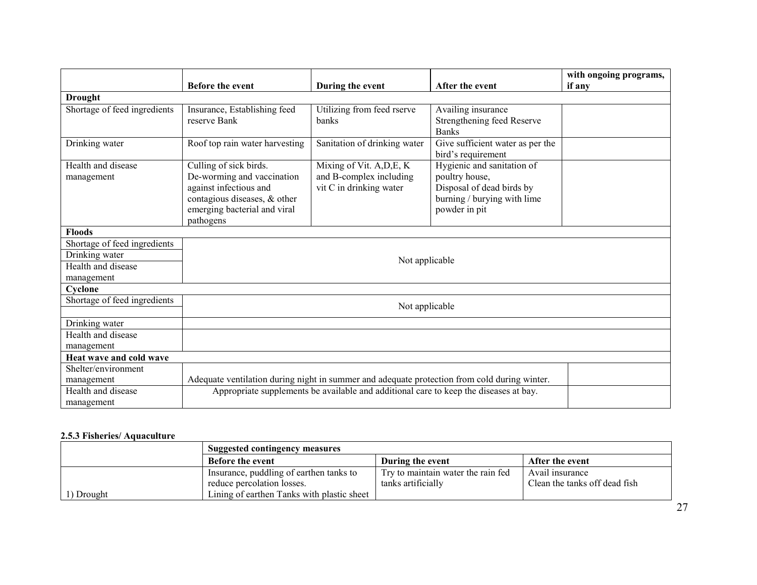| | Before the event | During the event | After the event | with ongoing programs, if any |
|---|---|---|---|---|
| **Drought** | | | | |
| Shortage of feed ingredients | Insurance, Establishing feed reserve Bank | Utilizing from feed rserve banks | Availing insurance Strengthening feed Reserve Banks | |
| Drinking water | Roof top rain water harvesting | Sanitation of drinking water | Give sufficient water as per the bird's requirement | |
| Health and disease management | Culling of sick birds. De-worming and vaccination against infectious and contagious diseases, & other emerging bacterial and viral pathogens | Mixing of Vit. A,D,E, K and B-complex including vit C in drinking water | Hygienic and sanitation of poultry house, Disposal of dead birds by burning / burying with lime powder in pit | |
| **Floods** | | | | |
| Shortage of feed ingredients | Not applicable | | | |
| Drinking water | | | | |
| Health and disease management | | | | |
| **Cyclone** | | | | |
| Shortage of feed ingredients | Not applicable | | | |
| Drinking water | | | | |
| Health and disease management | | | | |
| **Heat wave and cold wave** | | | | |
| Shelter/environment management | Adequate ventilation during night in summer and adequate protection from cold during winter. | | | |
| Health and disease management | Appropriate supplements be available and additional care to keep the diseases at bay. | | | |

**2.5.3 Fisheries/ Aquaculture**

| | Suggested contingency measures | | |
|---|---|---|---|
| | **Before the event** | **During the event** | **After the event** |
| 1) Drought | Insurance, puddling of earthen tanks to reduce percolation losses. Lining of earthen Tanks with plastic sheet | Try to maintain water the rain fed tanks artificially | Avail insurance Clean the tanks off dead fish |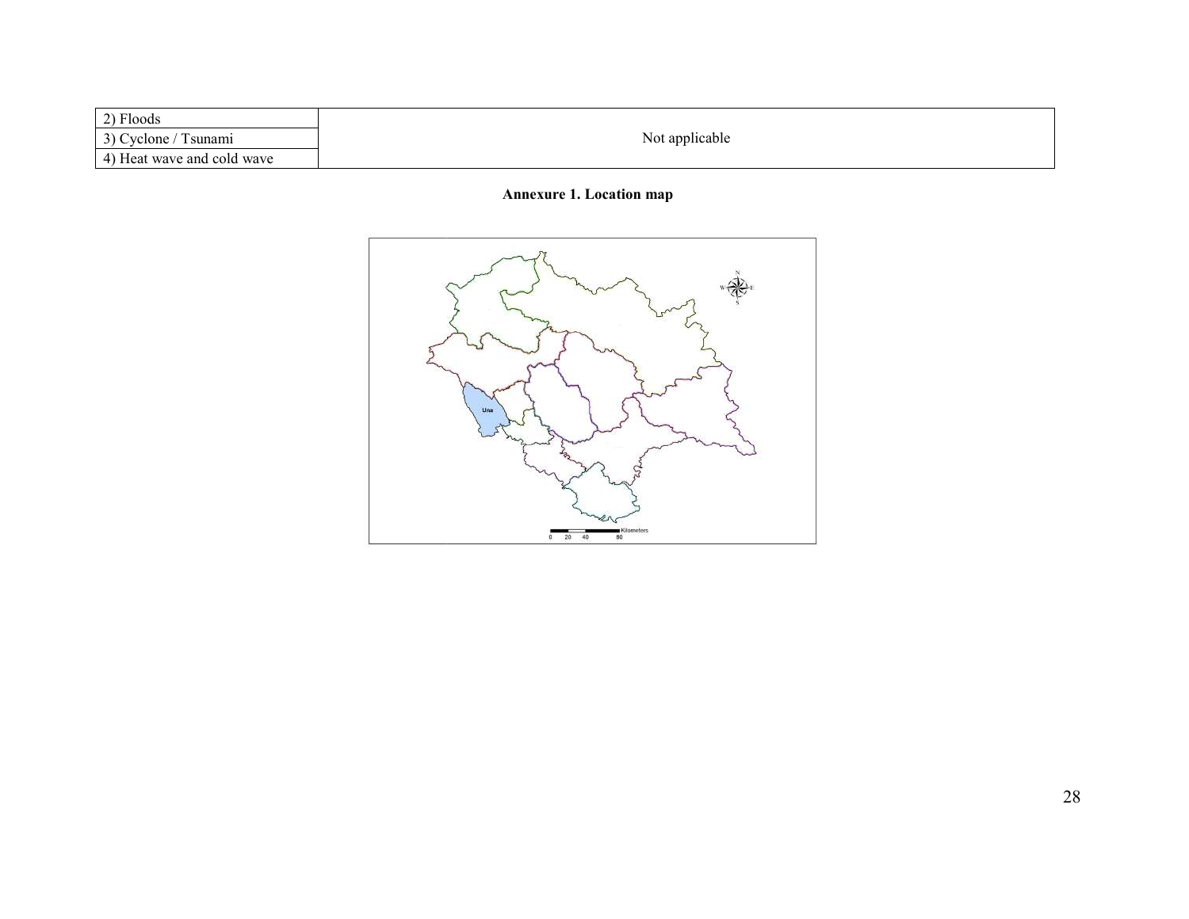| 2) Floods | Not applicable |
| --- | --- |
| 3) Cyclone / Tsunami | |
| 4) Heat wave and cold wave | |

**Annexure 1. Location map**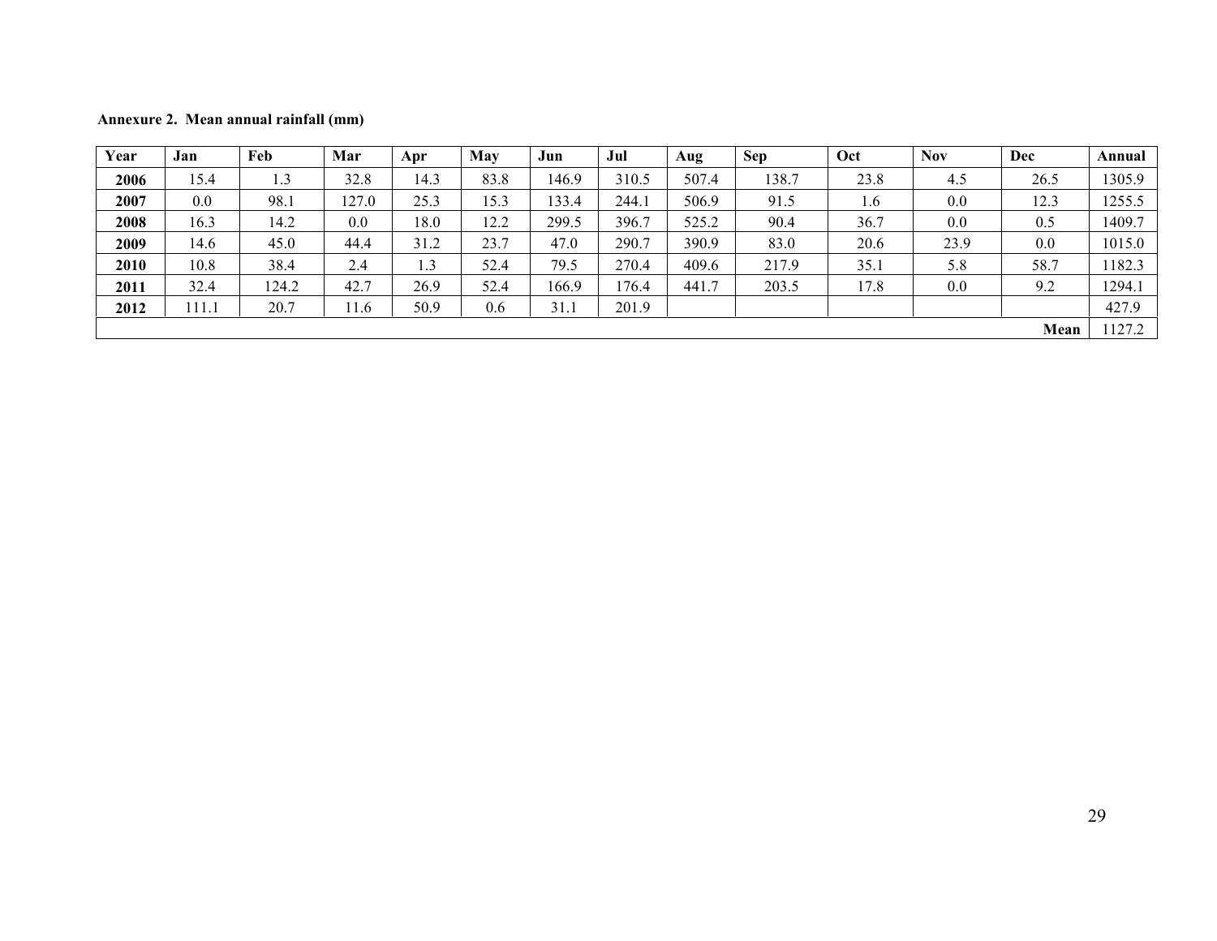**Annexure 2. Mean annual rainfall (mm)**

| Year | Jan | Feb | Mar | Apr | May | Jun | Jul | Aug | Sep | Oct | Nov | Dec | Annual |
|---|---|---|---|---|---|---|---|---|---|---|---|---|---|
| **2006** | 15.4 | 1.3 | 32.8 | 14.3 | 83.8 | 146.9 | 310.5 | 507.4 | 138.7 | 23.8 | 4.5 | 26.5 | 1305.9 |
| **2007** | 0.0 | 98.1 | 127.0 | 25.3 | 15.3 | 133.4 | 244.1 | 506.9 | 91.5 | 1.6 | 0.0 | 12.3 | 1255.5 |
| **2008** | 16.3 | 14.2 | 0.0 | 18.0 | 12.2 | 299.5 | 396.7 | 525.2 | 90.4 | 36.7 | 0.0 | 0.5 | 1409.7 |
| **2009** | 14.6 | 45.0 | 44.4 | 31.2 | 23.7 | 47.0 | 290.7 | 390.9 | 83.0 | 20.6 | 23.9 | 0.0 | 1015.0 |
| **2010** | 10.8 | 38.4 | 2.4 | 1.3 | 52.4 | 79.5 | 270.4 | 409.6 | 217.9 | 35.1 | 5.8 | 58.7 | 1182.3 |
| **2011** | 32.4 | 124.2 | 42.7 | 26.9 | 52.4 | 166.9 | 176.4 | 441.7 | 203.5 | 17.8 | 0.0 | 9.2 | 1294.1 |
| **2012** | 111.1 | 20.7 | 11.6 | 50.9 | 0.6 | 31.1 | 201.9 | | | | | | 427.9 |
| | | | | | | | | | | | | **Mean** | 1127.2 |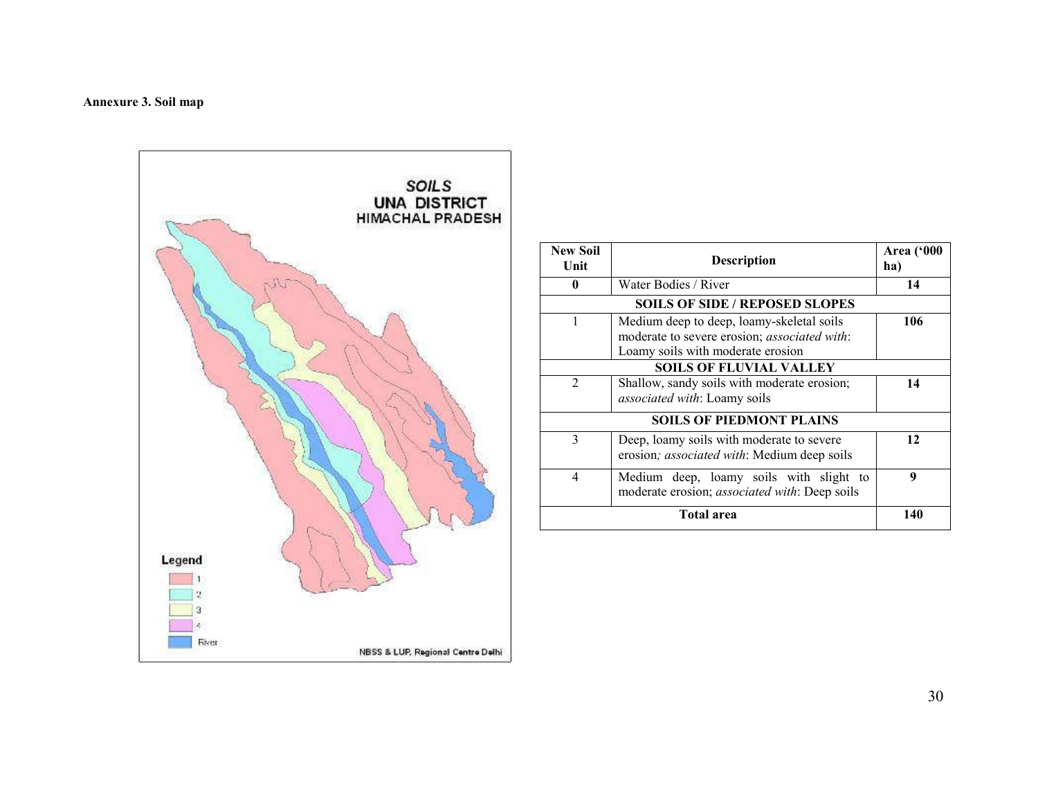**Annexure 3. Soil map**

SOILS
UNA DISTRICT
HIMACHAL PRADESH

Legend
1
2
3
4
River

NBSS & LUP, Regional Centre Delhi

| New Soil Unit | Description | Area ('000 ha) |
|---|---|---|
| **0** | Water Bodies / River | **14** |
| **SOILS OF SIDE / REPOSED SLOPES** | | |
| 1 | Medium deep to deep, loamy-skeletal soils moderate to severe erosion; *associated with*: Loamy soils with moderate erosion | **106** |
| **SOILS OF FLUVIAL VALLEY** | | |
| 2 | Shallow, sandy soils with moderate erosion; *associated with*: Loamy soils | **14** |
| **SOILS OF PIEDMONT PLAINS** | | |
| 3 | Deep, loamy soils with moderate to severe erosion*; associated with*: Medium deep soils | **12** |
| 4 | Medium deep, loamy soils with slight to moderate erosion; *associated with*: Deep soils | **9** |
| **Total area** | | **140** |